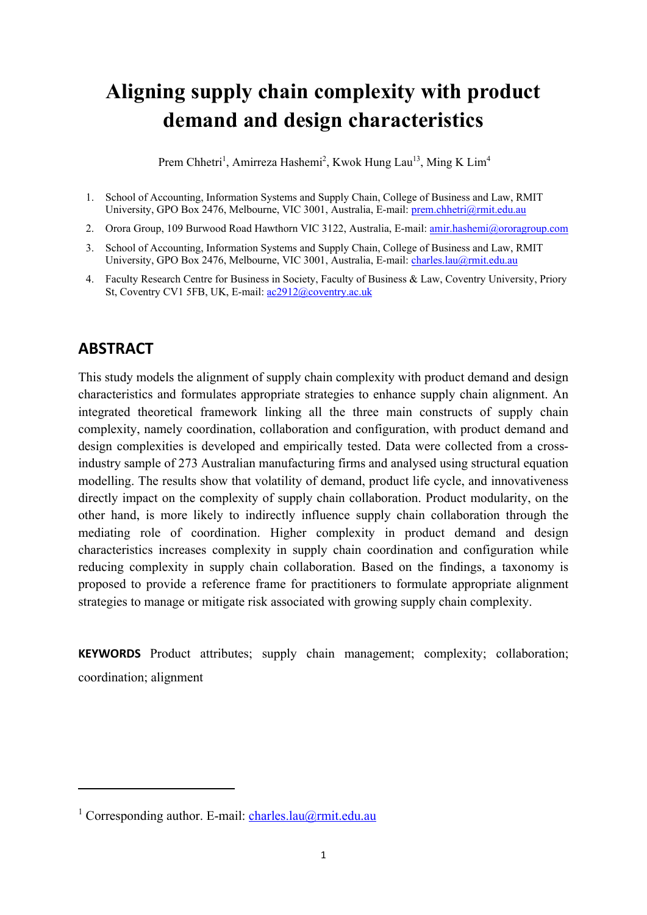# Aligning supply chain complexity with product demand and design characteristics

Prem Chhetri[1], Amirreza Hashemi[2], Kwok Hung Lau[13], Ming K Lim[4]

1. School of Accounting, Information Systems and Supply Chain, College of Business and Law, RMIT University, GPO Box 2476, Melbourne, VIC 3001, Australia, E-mail: prem.chhetri@rmit.edu.au
2. Orora Group, 109 Burwood Road Hawthorn VIC 3122, Australia, E-mail: amir.hashemi@ororagroup.com
3. School of Accounting, Information Systems and Supply Chain, College of Business and Law, RMIT University, GPO Box 2476, Melbourne, VIC 3001, Australia, E-mail: charles.lau@rmit.edu.au
4. Faculty Research Centre for Business in Society, Faculty of Business & Law, Coventry University, Priory St, Coventry CV1 5FB, UK, E-mail: ac2912@coventry.ac.uk

## ABSTRACT

This study models the alignment of supply chain complexity with product demand and design characteristics and formulates appropriate strategies to enhance supply chain alignment. An integrated theoretical framework linking all the three main constructs of supply chain complexity, namely coordination, collaboration and configuration, with product demand and design complexities is developed and empirically tested. Data were collected from a cross-industry sample of 273 Australian manufacturing firms and analysed using structural equation modelling. The results show that volatility of demand, product life cycle, and innovativeness directly impact on the complexity of supply chain collaboration. Product modularity, on the other hand, is more likely to indirectly influence supply chain collaboration through the mediating role of coordination. Higher complexity in product demand and design characteristics increases complexity in supply chain coordination and configuration while reducing complexity in supply chain collaboration. Based on the findings, a taxonomy is proposed to provide a reference frame for practitioners to formulate appropriate alignment strategies to manage or mitigate risk associated with growing supply chain complexity.

**KEYWORDS** Product attributes; supply chain management; complexity; collaboration; coordination; alignment

---

[1] Corresponding author. E-mail: charles.lau@rmit.edu.au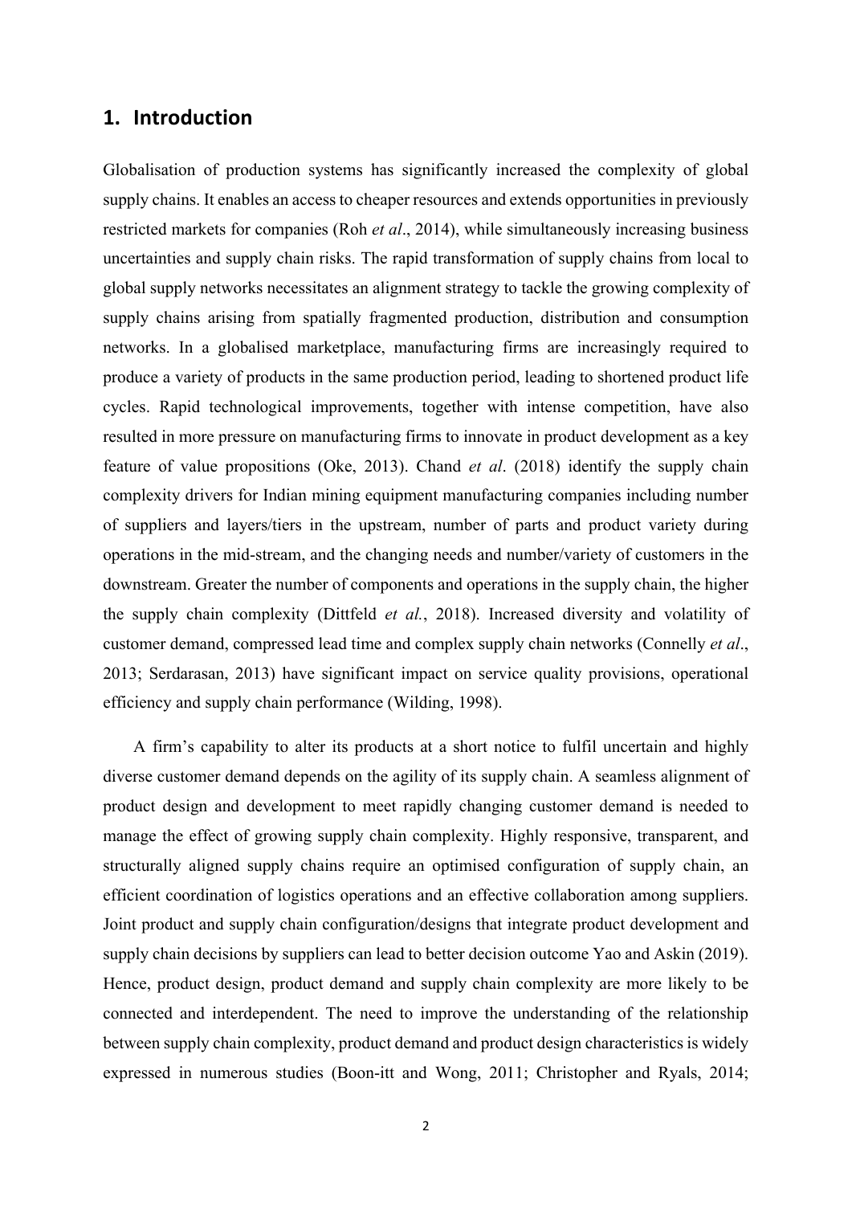## 1. Introduction

Globalisation of production systems has significantly increased the complexity of global supply chains. It enables an access to cheaper resources and extends opportunities in previously restricted markets for companies (Roh *et al*., 2014), while simultaneously increasing business uncertainties and supply chain risks. The rapid transformation of supply chains from local to global supply networks necessitates an alignment strategy to tackle the growing complexity of supply chains arising from spatially fragmented production, distribution and consumption networks. In a globalised marketplace, manufacturing firms are increasingly required to produce a variety of products in the same production period, leading to shortened product life cycles. Rapid technological improvements, together with intense competition, have also resulted in more pressure on manufacturing firms to innovate in product development as a key feature of value propositions (Oke, 2013). Chand *et al*. (2018) identify the supply chain complexity drivers for Indian mining equipment manufacturing companies including number of suppliers and layers/tiers in the upstream, number of parts and product variety during operations in the mid-stream, and the changing needs and number/variety of customers in the downstream. Greater the number of components and operations in the supply chain, the higher the supply chain complexity (Dittfeld *et al.*, 2018). Increased diversity and volatility of customer demand, compressed lead time and complex supply chain networks (Connelly *et al*., 2013; Serdarasan, 2013) have significant impact on service quality provisions, operational efficiency and supply chain performance (Wilding, 1998).

A firm's capability to alter its products at a short notice to fulfil uncertain and highly diverse customer demand depends on the agility of its supply chain. A seamless alignment of product design and development to meet rapidly changing customer demand is needed to manage the effect of growing supply chain complexity. Highly responsive, transparent, and structurally aligned supply chains require an optimised configuration of supply chain, an efficient coordination of logistics operations and an effective collaboration among suppliers. Joint product and supply chain configuration/designs that integrate product development and supply chain decisions by suppliers can lead to better decision outcome Yao and Askin (2019). Hence, product design, product demand and supply chain complexity are more likely to be connected and interdependent. The need to improve the understanding of the relationship between supply chain complexity, product demand and product design characteristics is widely expressed in numerous studies (Boon-itt and Wong, 2011; Christopher and Ryals, 2014;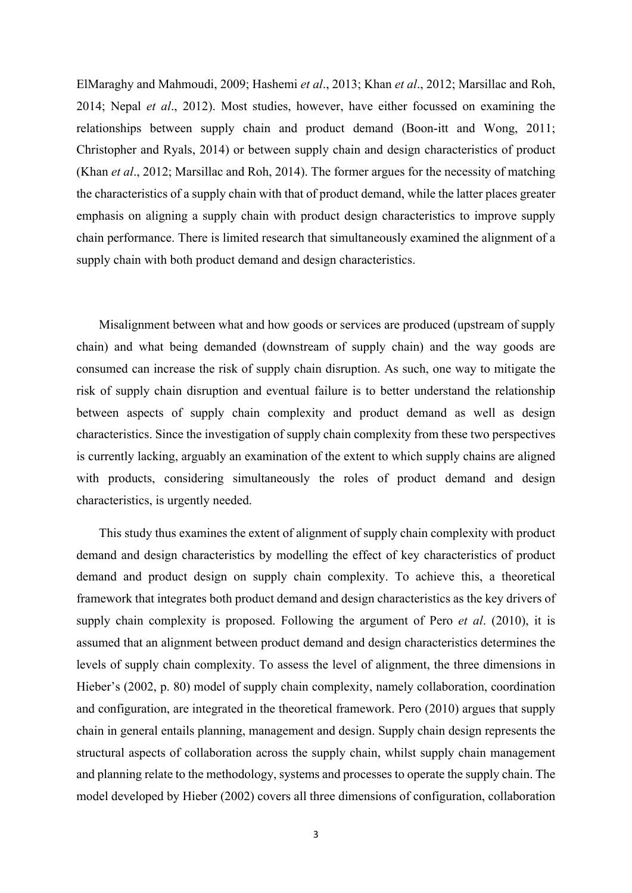ElMaraghy and Mahmoudi, 2009; Hashemi *et al*., 2013; Khan *et al*., 2012; Marsillac and Roh, 2014; Nepal *et al*., 2012). Most studies, however, have either focussed on examining the relationships between supply chain and product demand (Boon-itt and Wong, 2011; Christopher and Ryals, 2014) or between supply chain and design characteristics of product (Khan *et al*., 2012; Marsillac and Roh, 2014). The former argues for the necessity of matching the characteristics of a supply chain with that of product demand, while the latter places greater emphasis on aligning a supply chain with product design characteristics to improve supply chain performance. There is limited research that simultaneously examined the alignment of a supply chain with both product demand and design characteristics.

Misalignment between what and how goods or services are produced (upstream of supply chain) and what being demanded (downstream of supply chain) and the way goods are consumed can increase the risk of supply chain disruption. As such, one way to mitigate the risk of supply chain disruption and eventual failure is to better understand the relationship between aspects of supply chain complexity and product demand as well as design characteristics. Since the investigation of supply chain complexity from these two perspectives is currently lacking, arguably an examination of the extent to which supply chains are aligned with products, considering simultaneously the roles of product demand and design characteristics, is urgently needed.

This study thus examines the extent of alignment of supply chain complexity with product demand and design characteristics by modelling the effect of key characteristics of product demand and product design on supply chain complexity. To achieve this, a theoretical framework that integrates both product demand and design characteristics as the key drivers of supply chain complexity is proposed. Following the argument of Pero *et al*. (2010), it is assumed that an alignment between product demand and design characteristics determines the levels of supply chain complexity. To assess the level of alignment, the three dimensions in Hieber's (2002, p. 80) model of supply chain complexity, namely collaboration, coordination and configuration, are integrated in the theoretical framework. Pero (2010) argues that supply chain in general entails planning, management and design. Supply chain design represents the structural aspects of collaboration across the supply chain, whilst supply chain management and planning relate to the methodology, systems and processes to operate the supply chain. The model developed by Hieber (2002) covers all three dimensions of configuration, collaboration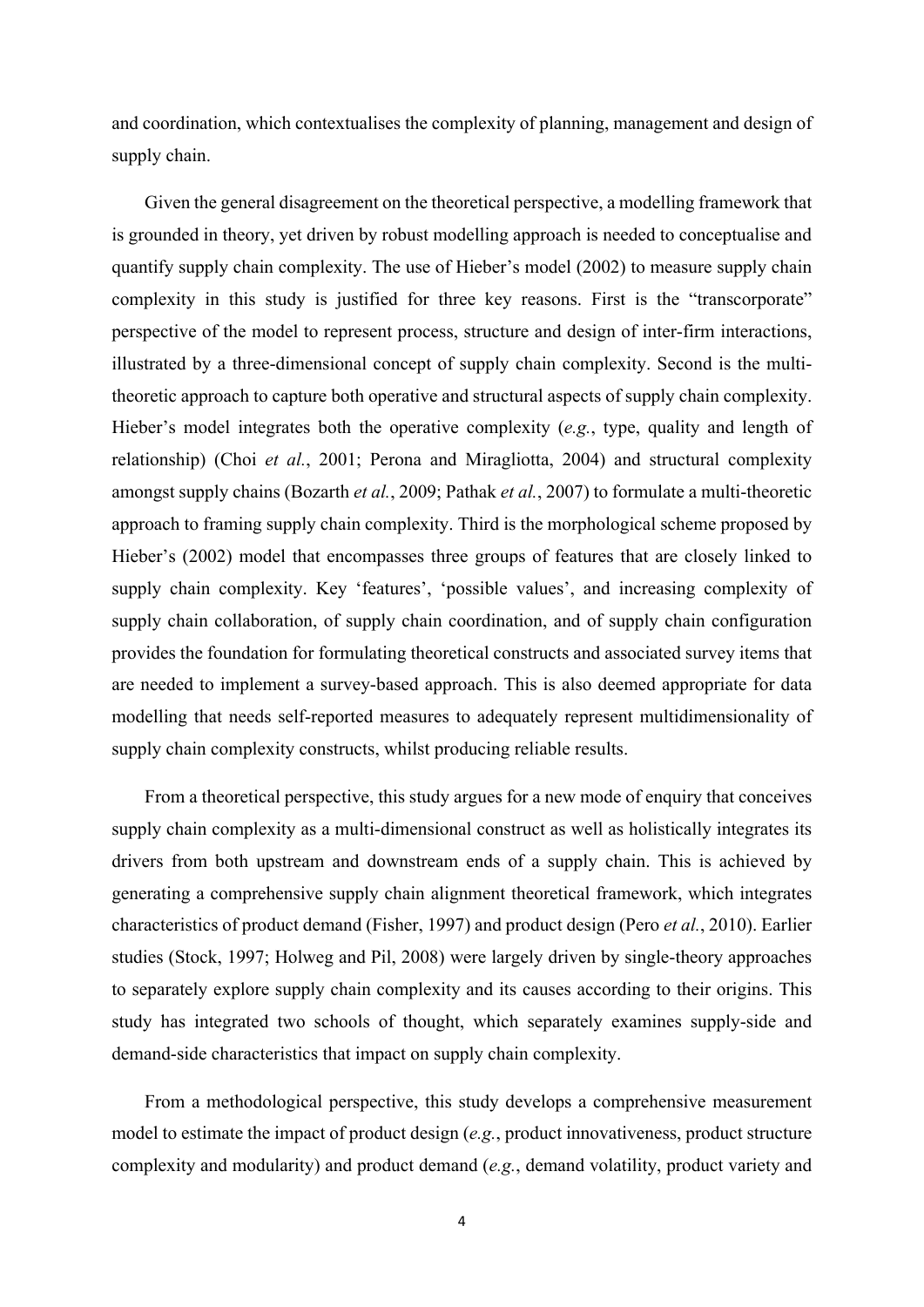and coordination, which contextualises the complexity of planning, management and design of supply chain.

Given the general disagreement on the theoretical perspective, a modelling framework that is grounded in theory, yet driven by robust modelling approach is needed to conceptualise and quantify supply chain complexity. The use of Hieber's model (2002) to measure supply chain complexity in this study is justified for three key reasons. First is the "transcorporate" perspective of the model to represent process, structure and design of inter-firm interactions, illustrated by a three-dimensional concept of supply chain complexity. Second is the multi-theoretic approach to capture both operative and structural aspects of supply chain complexity. Hieber's model integrates both the operative complexity (*e.g.*, type, quality and length of relationship) (Choi *et al.*, 2001; Perona and Miragliotta, 2004) and structural complexity amongst supply chains (Bozarth *et al.*, 2009; Pathak *et al.*, 2007) to formulate a multi-theoretic approach to framing supply chain complexity. Third is the morphological scheme proposed by Hieber's (2002) model that encompasses three groups of features that are closely linked to supply chain complexity. Key 'features', 'possible values', and increasing complexity of supply chain collaboration, of supply chain coordination, and of supply chain configuration provides the foundation for formulating theoretical constructs and associated survey items that are needed to implement a survey-based approach. This is also deemed appropriate for data modelling that needs self-reported measures to adequately represent multidimensionality of supply chain complexity constructs, whilst producing reliable results.

From a theoretical perspective, this study argues for a new mode of enquiry that conceives supply chain complexity as a multi-dimensional construct as well as holistically integrates its drivers from both upstream and downstream ends of a supply chain. This is achieved by generating a comprehensive supply chain alignment theoretical framework, which integrates characteristics of product demand (Fisher, 1997) and product design (Pero *et al.*, 2010). Earlier studies (Stock, 1997; Holweg and Pil, 2008) were largely driven by single-theory approaches to separately explore supply chain complexity and its causes according to their origins. This study has integrated two schools of thought, which separately examines supply-side and demand-side characteristics that impact on supply chain complexity.

From a methodological perspective, this study develops a comprehensive measurement model to estimate the impact of product design (*e.g.*, product innovativeness, product structure complexity and modularity) and product demand (*e.g.*, demand volatility, product variety and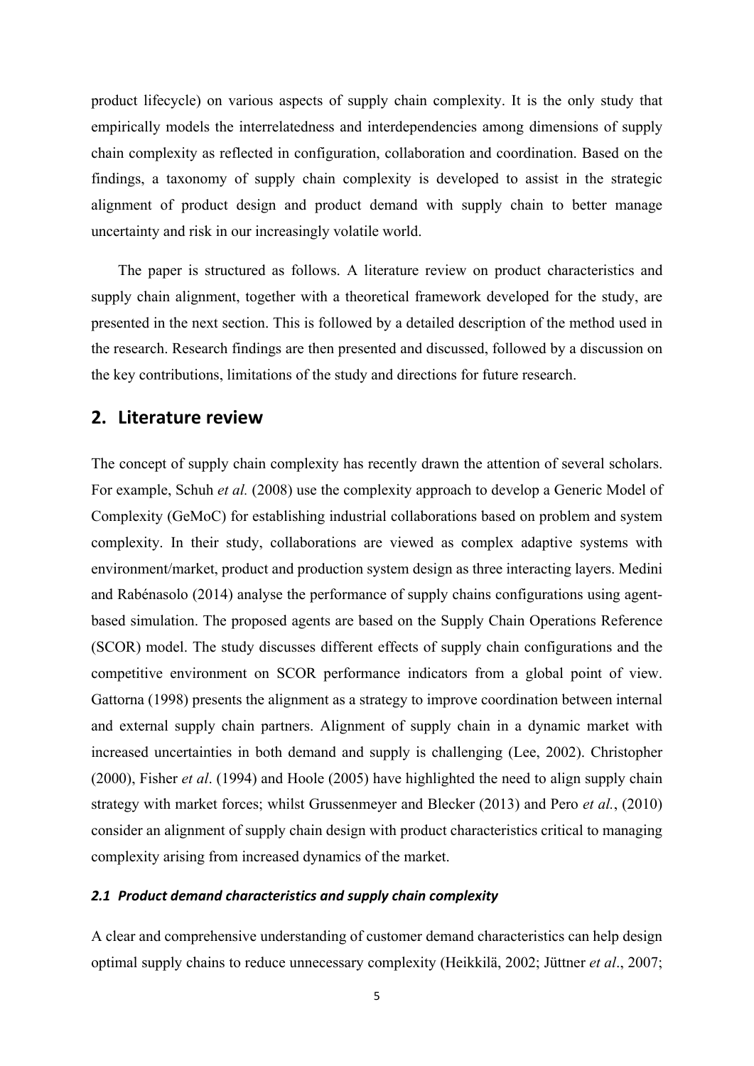product lifecycle) on various aspects of supply chain complexity. It is the only study that empirically models the interrelatedness and interdependencies among dimensions of supply chain complexity as reflected in configuration, collaboration and coordination. Based on the findings, a taxonomy of supply chain complexity is developed to assist in the strategic alignment of product design and product demand with supply chain to better manage uncertainty and risk in our increasingly volatile world.

The paper is structured as follows. A literature review on product characteristics and supply chain alignment, together with a theoretical framework developed for the study, are presented in the next section. This is followed by a detailed description of the method used in the research. Research findings are then presented and discussed, followed by a discussion on the key contributions, limitations of the study and directions for future research.

## 2. Literature review

The concept of supply chain complexity has recently drawn the attention of several scholars. For example, Schuh *et al.* (2008) use the complexity approach to develop a Generic Model of Complexity (GeMoC) for establishing industrial collaborations based on problem and system complexity. In their study, collaborations are viewed as complex adaptive systems with environment/market, product and production system design as three interacting layers. Medini and Rabénasolo (2014) analyse the performance of supply chains configurations using agent-based simulation. The proposed agents are based on the Supply Chain Operations Reference (SCOR) model. The study discusses different effects of supply chain configurations and the competitive environment on SCOR performance indicators from a global point of view. Gattorna (1998) presents the alignment as a strategy to improve coordination between internal and external supply chain partners. Alignment of supply chain in a dynamic market with increased uncertainties in both demand and supply is challenging (Lee, 2002). Christopher (2000), Fisher *et al*. (1994) and Hoole (2005) have highlighted the need to align supply chain strategy with market forces; whilst Grussenmeyer and Blecker (2013) and Pero *et al.*, (2010) consider an alignment of supply chain design with product characteristics critical to managing complexity arising from increased dynamics of the market.

### *2.1 Product demand characteristics and supply chain complexity*

A clear and comprehensive understanding of customer demand characteristics can help design optimal supply chains to reduce unnecessary complexity (Heikkilä, 2002; Jüttner *et al*., 2007;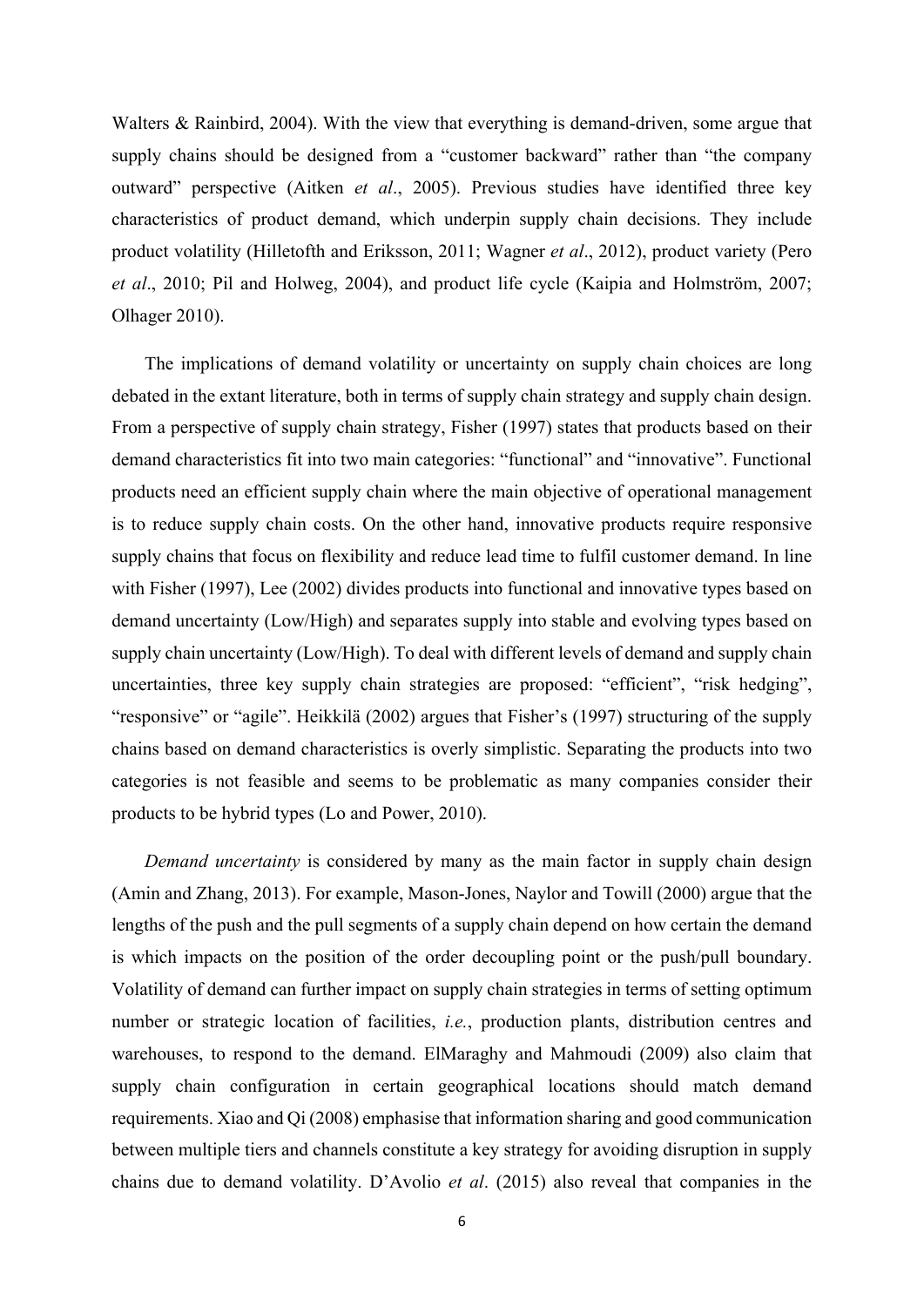Walters & Rainbird, 2004). With the view that everything is demand-driven, some argue that supply chains should be designed from a "customer backward" rather than "the company outward" perspective (Aitken *et al*., 2005). Previous studies have identified three key characteristics of product demand, which underpin supply chain decisions. They include product volatility (Hilletofth and Eriksson, 2011; Wagner *et al*., 2012), product variety (Pero *et al*., 2010; Pil and Holweg, 2004), and product life cycle (Kaipia and Holmström, 2007; Olhager 2010).

The implications of demand volatility or uncertainty on supply chain choices are long debated in the extant literature, both in terms of supply chain strategy and supply chain design. From a perspective of supply chain strategy, Fisher (1997) states that products based on their demand characteristics fit into two main categories: "functional" and "innovative". Functional products need an efficient supply chain where the main objective of operational management is to reduce supply chain costs. On the other hand, innovative products require responsive supply chains that focus on flexibility and reduce lead time to fulfil customer demand. In line with Fisher (1997), Lee (2002) divides products into functional and innovative types based on demand uncertainty (Low/High) and separates supply into stable and evolving types based on supply chain uncertainty (Low/High). To deal with different levels of demand and supply chain uncertainties, three key supply chain strategies are proposed: "efficient", "risk hedging", "responsive" or "agile". Heikkilä (2002) argues that Fisher's (1997) structuring of the supply chains based on demand characteristics is overly simplistic. Separating the products into two categories is not feasible and seems to be problematic as many companies consider their products to be hybrid types (Lo and Power, 2010).

*Demand uncertainty* is considered by many as the main factor in supply chain design (Amin and Zhang, 2013). For example, Mason-Jones, Naylor and Towill (2000) argue that the lengths of the push and the pull segments of a supply chain depend on how certain the demand is which impacts on the position of the order decoupling point or the push/pull boundary. Volatility of demand can further impact on supply chain strategies in terms of setting optimum number or strategic location of facilities, *i.e.*, production plants, distribution centres and warehouses, to respond to the demand. ElMaraghy and Mahmoudi (2009) also claim that supply chain configuration in certain geographical locations should match demand requirements. Xiao and Qi (2008) emphasise that information sharing and good communication between multiple tiers and channels constitute a key strategy for avoiding disruption in supply chains due to demand volatility. D'Avolio *et al*. (2015) also reveal that companies in the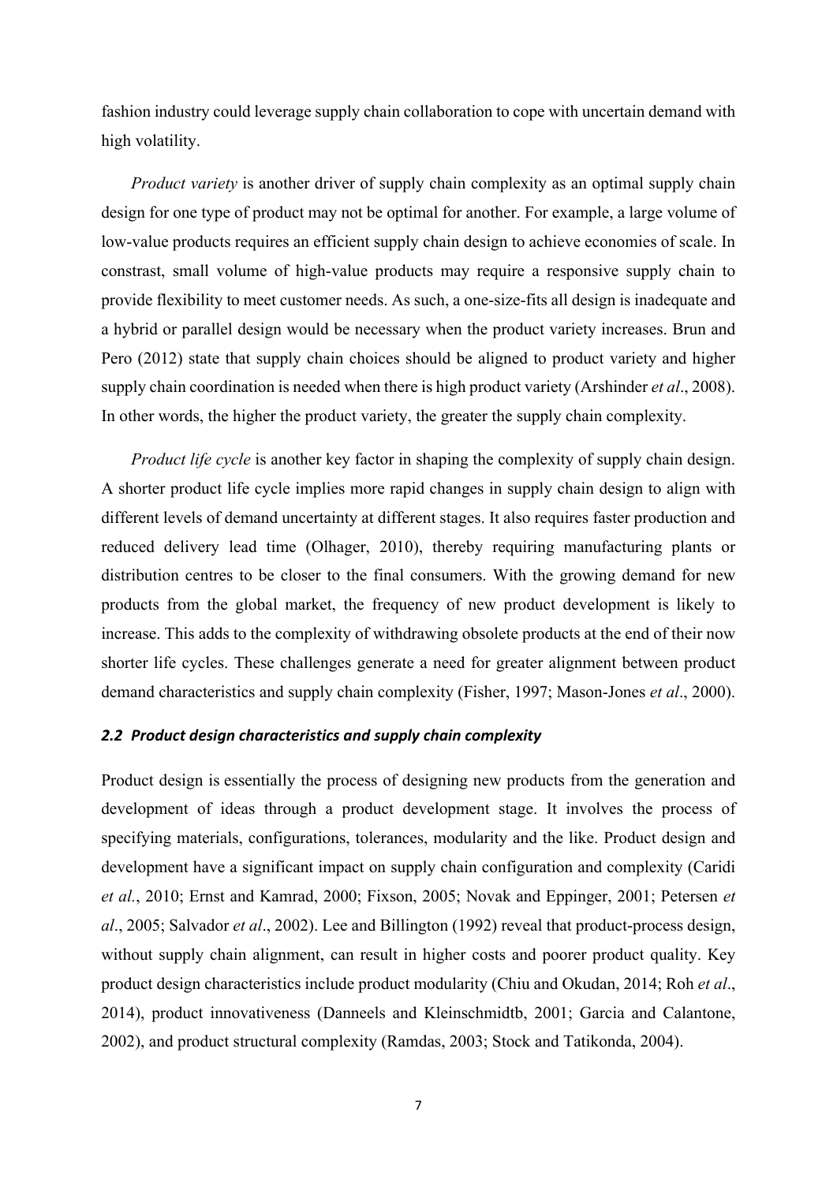fashion industry could leverage supply chain collaboration to cope with uncertain demand with high volatility.

*Product variety* is another driver of supply chain complexity as an optimal supply chain design for one type of product may not be optimal for another. For example, a large volume of low-value products requires an efficient supply chain design to achieve economies of scale. In constrast, small volume of high-value products may require a responsive supply chain to provide flexibility to meet customer needs. As such, a one-size-fits all design is inadequate and a hybrid or parallel design would be necessary when the product variety increases. Brun and Pero (2012) state that supply chain choices should be aligned to product variety and higher supply chain coordination is needed when there is high product variety (Arshinder *et al*., 2008). In other words, the higher the product variety, the greater the supply chain complexity.

*Product life cycle* is another key factor in shaping the complexity of supply chain design. A shorter product life cycle implies more rapid changes in supply chain design to align with different levels of demand uncertainty at different stages. It also requires faster production and reduced delivery lead time (Olhager, 2010), thereby requiring manufacturing plants or distribution centres to be closer to the final consumers. With the growing demand for new products from the global market, the frequency of new product development is likely to increase. This adds to the complexity of withdrawing obsolete products at the end of their now shorter life cycles. These challenges generate a need for greater alignment between product demand characteristics and supply chain complexity (Fisher, 1997; Mason-Jones *et al*., 2000).

### *2.2 Product design characteristics and supply chain complexity*

Product design is essentially the process of designing new products from the generation and development of ideas through a product development stage. It involves the process of specifying materials, configurations, tolerances, modularity and the like. Product design and development have a significant impact on supply chain configuration and complexity (Caridi *et al.*, 2010; Ernst and Kamrad, 2000; Fixson, 2005; Novak and Eppinger, 2001; Petersen *et al*., 2005; Salvador *et al*., 2002). Lee and Billington (1992) reveal that product-process design, without supply chain alignment, can result in higher costs and poorer product quality. Key product design characteristics include product modularity (Chiu and Okudan, 2014; Roh *et al*., 2014), product innovativeness (Danneels and Kleinschmidtb, 2001; Garcia and Calantone, 2002), and product structural complexity (Ramdas, 2003; Stock and Tatikonda, 2004).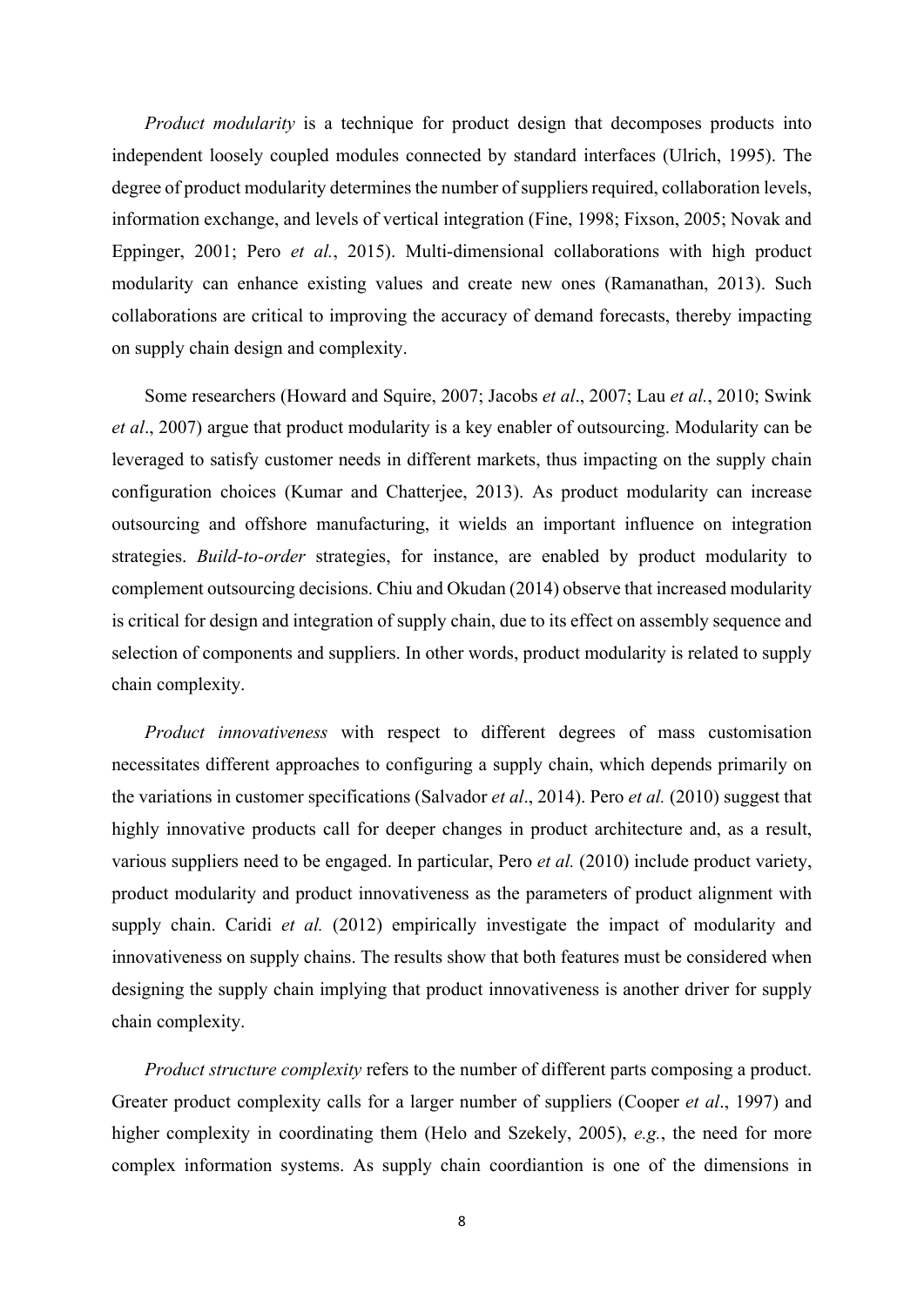*Product modularity* is a technique for product design that decomposes products into independent loosely coupled modules connected by standard interfaces (Ulrich, 1995). The degree of product modularity determines the number of suppliers required, collaboration levels, information exchange, and levels of vertical integration (Fine, 1998; Fixson, 2005; Novak and Eppinger, 2001; Pero *et al.*, 2015). Multi-dimensional collaborations with high product modularity can enhance existing values and create new ones (Ramanathan, 2013). Such collaborations are critical to improving the accuracy of demand forecasts, thereby impacting on supply chain design and complexity.

Some researchers (Howard and Squire, 2007; Jacobs *et al*., 2007; Lau *et al.*, 2010; Swink *et al*., 2007) argue that product modularity is a key enabler of outsourcing. Modularity can be leveraged to satisfy customer needs in different markets, thus impacting on the supply chain configuration choices (Kumar and Chatterjee, 2013). As product modularity can increase outsourcing and offshore manufacturing, it wields an important influence on integration strategies. *Build-to-order* strategies, for instance, are enabled by product modularity to complement outsourcing decisions. Chiu and Okudan (2014) observe that increased modularity is critical for design and integration of supply chain, due to its effect on assembly sequence and selection of components and suppliers. In other words, product modularity is related to supply chain complexity.

*Product innovativeness* with respect to different degrees of mass customisation necessitates different approaches to configuring a supply chain, which depends primarily on the variations in customer specifications (Salvador *et al*., 2014). Pero *et al.* (2010) suggest that highly innovative products call for deeper changes in product architecture and, as a result, various suppliers need to be engaged. In particular, Pero *et al.* (2010) include product variety, product modularity and product innovativeness as the parameters of product alignment with supply chain. Caridi *et al.* (2012) empirically investigate the impact of modularity and innovativeness on supply chains. The results show that both features must be considered when designing the supply chain implying that product innovativeness is another driver for supply chain complexity.

*Product structure complexity* refers to the number of different parts composing a product. Greater product complexity calls for a larger number of suppliers (Cooper *et al*., 1997) and higher complexity in coordinating them (Helo and Szekely, 2005), *e.g.*, the need for more complex information systems. As supply chain coordiantion is one of the dimensions in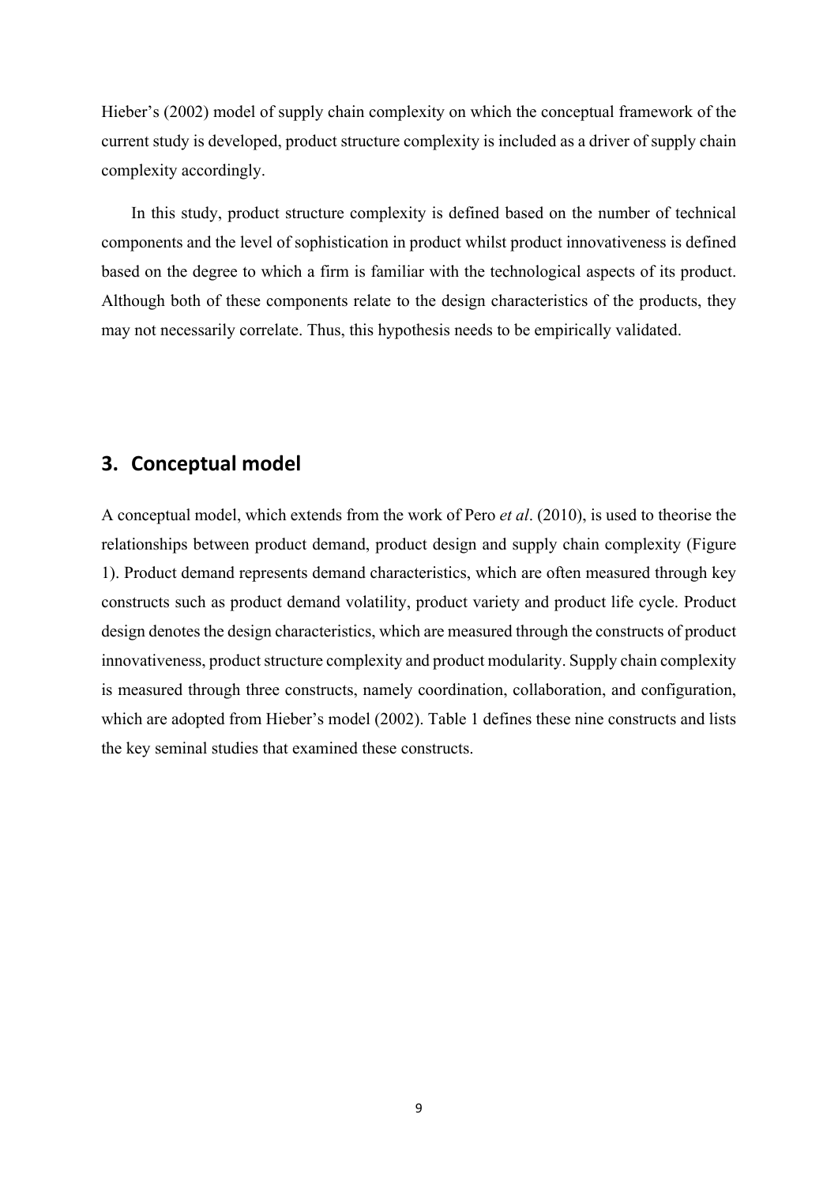Hieber's (2002) model of supply chain complexity on which the conceptual framework of the current study is developed, product structure complexity is included as a driver of supply chain complexity accordingly.

In this study, product structure complexity is defined based on the number of technical components and the level of sophistication in product whilst product innovativeness is defined based on the degree to which a firm is familiar with the technological aspects of its product. Although both of these components relate to the design characteristics of the products, they may not necessarily correlate. Thus, this hypothesis needs to be empirically validated.

## 3. Conceptual model

A conceptual model, which extends from the work of Pero *et al*. (2010), is used to theorise the relationships between product demand, product design and supply chain complexity (Figure 1). Product demand represents demand characteristics, which are often measured through key constructs such as product demand volatility, product variety and product life cycle. Product design denotes the design characteristics, which are measured through the constructs of product innovativeness, product structure complexity and product modularity. Supply chain complexity is measured through three constructs, namely coordination, collaboration, and configuration, which are adopted from Hieber's model (2002). Table 1 defines these nine constructs and lists the key seminal studies that examined these constructs.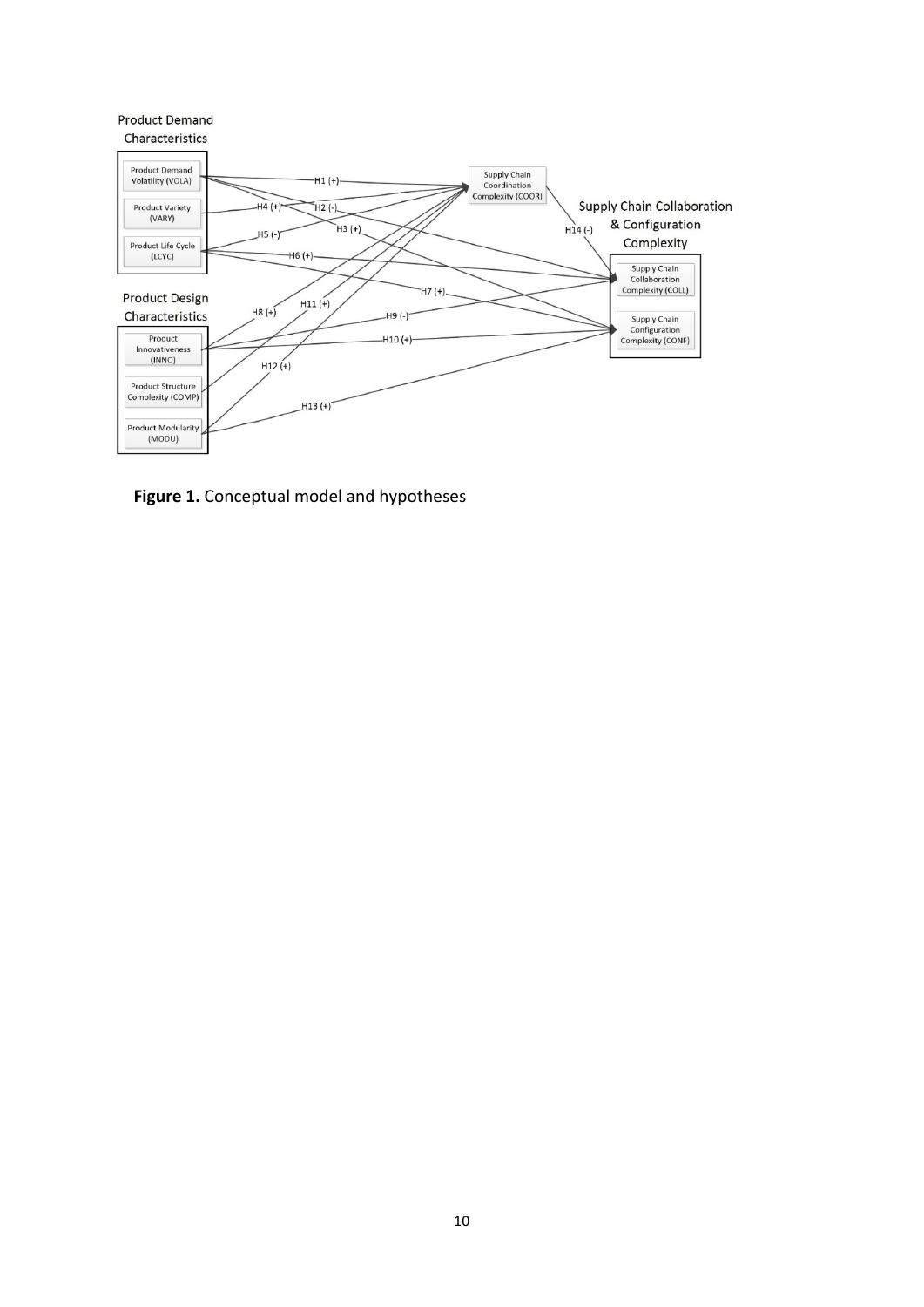**Figure 1.** Conceptual model and hypotheses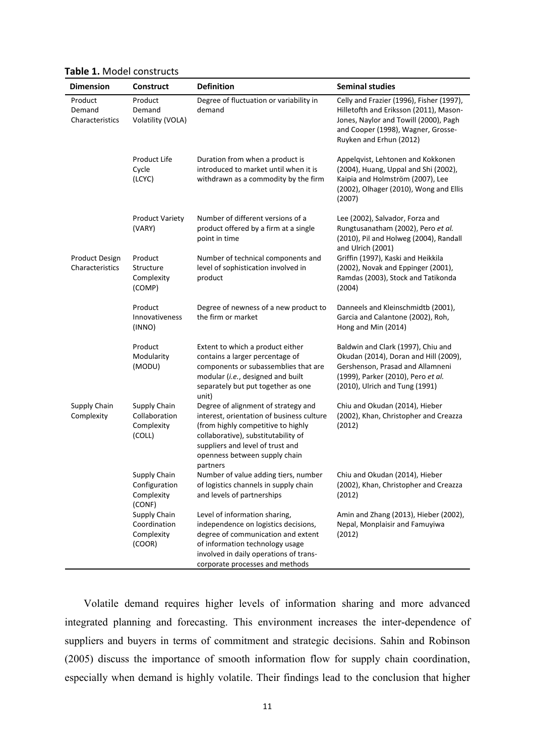**Table 1.** Model constructs

| Dimension | Construct | Definition | Seminal studies |
|---|---|---|---|
| Product Demand Characteristics | Product Demand Volatility (VOLA) | Degree of fluctuation or variability in demand | Celly and Frazier (1996), Fisher (1997), Hilletofth and Eriksson (2011), Mason-Jones, Naylor and Towill (2000), Pagh and Cooper (1998), Wagner, Grosse-Ruyken and Erhun (2012) |
| | Product Life Cycle (LCYC) | Duration from when a product is introduced to market until when it is withdrawn as a commodity by the firm | Appelqvist, Lehtonen and Kokkonen (2004), Huang, Uppal and Shi (2002), Kaipia and Holmström (2007), Lee (2002), Olhager (2010), Wong and Ellis (2007) |
| | Product Variety (VARY) | Number of different versions of a product offered by a firm at a single point in time | Lee (2002), Salvador, Forza and Rungtusanatham (2002), Pero *et al.* (2010), Pil and Holweg (2004), Randall and Ulrich (2001) |
| Product Design Characteristics | Product Structure Complexity (COMP) | Number of technical components and level of sophistication involved in product | Griffin (1997), Kaski and Heikkila (2002), Novak and Eppinger (2001), Ramdas (2003), Stock and Tatikonda (2004) |
| | Product Innovativeness (INNO) | Degree of newness of a new product to the firm or market | Danneels and Kleinschmidtb (2001), Garcia and Calantone (2002), Roh, Hong and Min (2014) |
| | Product Modularity (MODU) | Extent to which a product either contains a larger percentage of components or subassemblies that are modular (*i.e.*, designed and built separately but put together as one unit) | Baldwin and Clark (1997), Chiu and Okudan (2014), Doran and Hill (2009), Gershenson, Prasad and Allamneni (1999), Parker (2010), Pero *et al.* (2010), Ulrich and Tung (1991) |
| Supply Chain Complexity | Supply Chain Collaboration Complexity (COLL) | Degree of alignment of strategy and interest, orientation of business culture (from highly competitive to highly collaborative), substitutability of suppliers and level of trust and openness between supply chain partners | Chiu and Okudan (2014), Hieber (2002), Khan, Christopher and Creazza (2012) |
| | Supply Chain Configuration Complexity (CONF) | Number of value adding tiers, number of logistics channels in supply chain and levels of partnerships | Chiu and Okudan (2014), Hieber (2002), Khan, Christopher and Creazza (2012) |
| | Supply Chain Coordination Complexity (COOR) | Level of information sharing, independence on logistics decisions, degree of communication and extent of information technology usage involved in daily operations of trans-corporate processes and methods | Amin and Zhang (2013), Hieber (2002), Nepal, Monplaisir and Famuyiwa (2012) |

Volatile demand requires higher levels of information sharing and more advanced integrated planning and forecasting. This environment increases the inter-dependence of suppliers and buyers in terms of commitment and strategic decisions. Sahin and Robinson (2005) discuss the importance of smooth information flow for supply chain coordination, especially when demand is highly volatile. Their findings lead to the conclusion that higher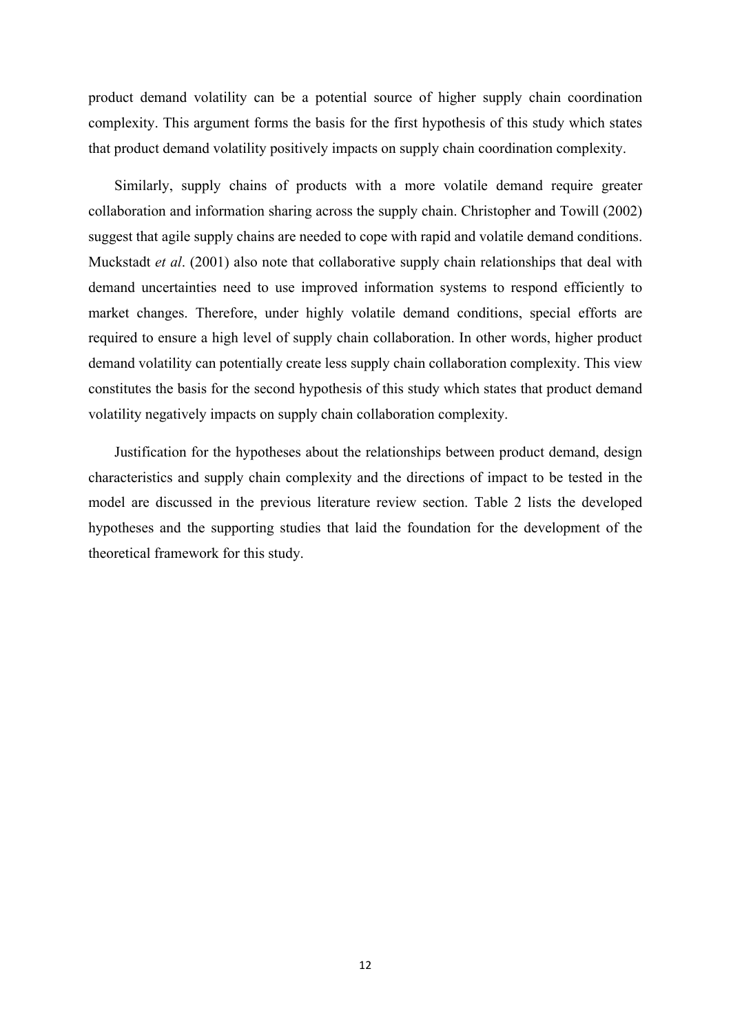product demand volatility can be a potential source of higher supply chain coordination complexity. This argument forms the basis for the first hypothesis of this study which states that product demand volatility positively impacts on supply chain coordination complexity.

Similarly, supply chains of products with a more volatile demand require greater collaboration and information sharing across the supply chain. Christopher and Towill (2002) suggest that agile supply chains are needed to cope with rapid and volatile demand conditions. Muckstadt *et al*. (2001) also note that collaborative supply chain relationships that deal with demand uncertainties need to use improved information systems to respond efficiently to market changes. Therefore, under highly volatile demand conditions, special efforts are required to ensure a high level of supply chain collaboration. In other words, higher product demand volatility can potentially create less supply chain collaboration complexity. This view constitutes the basis for the second hypothesis of this study which states that product demand volatility negatively impacts on supply chain collaboration complexity.

Justification for the hypotheses about the relationships between product demand, design characteristics and supply chain complexity and the directions of impact to be tested in the model are discussed in the previous literature review section. Table 2 lists the developed hypotheses and the supporting studies that laid the foundation for the development of the theoretical framework for this study.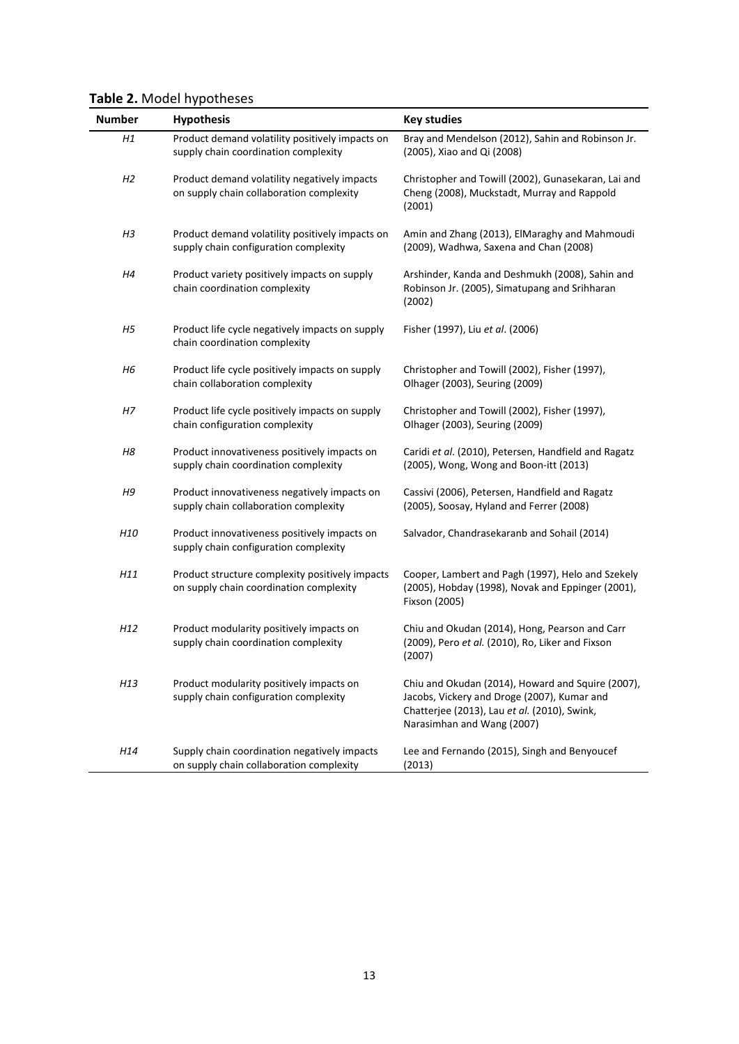**Table 2.** Model hypotheses

| Number | Hypothesis | Key studies |
|---|---|---|
| *H1* | Product demand volatility positively impacts on supply chain coordination complexity | Bray and Mendelson (2012), Sahin and Robinson Jr. (2005), Xiao and Qi (2008) |
| *H2* | Product demand volatility negatively impacts on supply chain collaboration complexity | Christopher and Towill (2002), Gunasekaran, Lai and Cheng (2008), Muckstadt, Murray and Rappold (2001) |
| *H3* | Product demand volatility positively impacts on supply chain configuration complexity | Amin and Zhang (2013), ElMaraghy and Mahmoudi (2009), Wadhwa, Saxena and Chan (2008) |
| *H4* | Product variety positively impacts on supply chain coordination complexity | Arshinder, Kanda and Deshmukh (2008), Sahin and Robinson Jr. (2005), Simatupang and Srihharan (2002) |
| *H5* | Product life cycle negatively impacts on supply chain coordination complexity | Fisher (1997), Liu *et al*. (2006) |
| *H6* | Product life cycle positively impacts on supply chain collaboration complexity | Christopher and Towill (2002), Fisher (1997), Olhager (2003), Seuring (2009) |
| *H7* | Product life cycle positively impacts on supply chain configuration complexity | Christopher and Towill (2002), Fisher (1997), Olhager (2003), Seuring (2009) |
| *H8* | Product innovativeness positively impacts on supply chain coordination complexity | Caridi *et al*. (2010), Petersen, Handfield and Ragatz (2005), Wong, Wong and Boon-itt (2013) |
| *H9* | Product innovativeness negatively impacts on supply chain collaboration complexity | Cassivi (2006), Petersen, Handfield and Ragatz (2005), Soosay, Hyland and Ferrer (2008) |
| *H10* | Product innovativeness positively impacts on supply chain configuration complexity | Salvador, Chandrasekaranb and Sohail (2014) |
| *H11* | Product structure complexity positively impacts on supply chain coordination complexity | Cooper, Lambert and Pagh (1997), Helo and Szekely (2005), Hobday (1998), Novak and Eppinger (2001), Fixson (2005) |
| *H12* | Product modularity positively impacts on supply chain coordination complexity | Chiu and Okudan (2014), Hong, Pearson and Carr (2009), Pero *et al.* (2010), Ro, Liker and Fixson (2007) |
| *H13* | Product modularity positively impacts on supply chain configuration complexity | Chiu and Okudan (2014), Howard and Squire (2007), Jacobs, Vickery and Droge (2007), Kumar and Chatterjee (2013), Lau *et al.* (2010), Swink, Narasimhan and Wang (2007) |
| *H14* | Supply chain coordination negatively impacts on supply chain collaboration complexity | Lee and Fernando (2015), Singh and Benyoucef (2013) |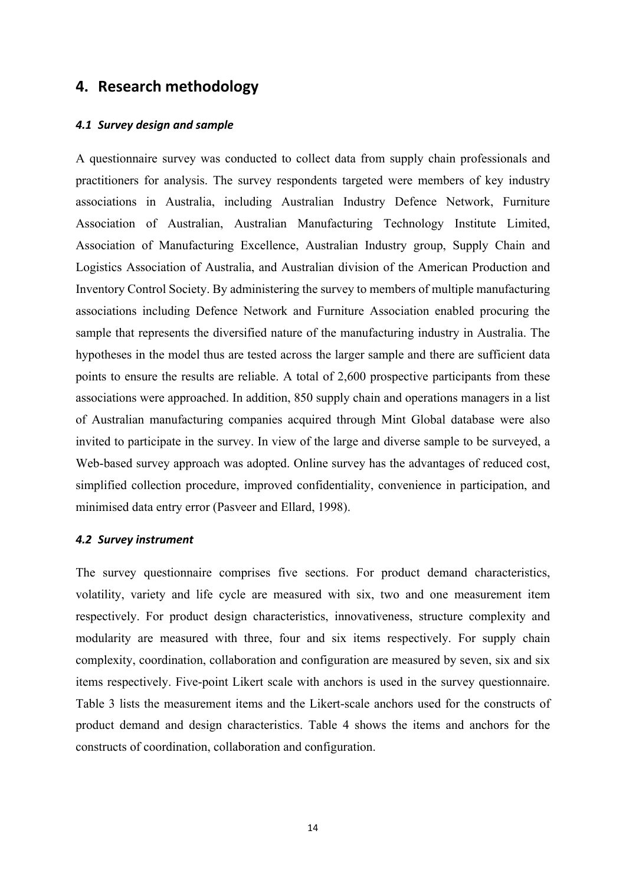## 4. Research methodology

### *4.1 Survey design and sample*

A questionnaire survey was conducted to collect data from supply chain professionals and practitioners for analysis. The survey respondents targeted were members of key industry associations in Australia, including Australian Industry Defence Network, Furniture Association of Australian, Australian Manufacturing Technology Institute Limited, Association of Manufacturing Excellence, Australian Industry group, Supply Chain and Logistics Association of Australia, and Australian division of the American Production and Inventory Control Society. By administering the survey to members of multiple manufacturing associations including Defence Network and Furniture Association enabled procuring the sample that represents the diversified nature of the manufacturing industry in Australia. The hypotheses in the model thus are tested across the larger sample and there are sufficient data points to ensure the results are reliable. A total of 2,600 prospective participants from these associations were approached. In addition, 850 supply chain and operations managers in a list of Australian manufacturing companies acquired through Mint Global database were also invited to participate in the survey. In view of the large and diverse sample to be surveyed, a Web-based survey approach was adopted. Online survey has the advantages of reduced cost, simplified collection procedure, improved confidentiality, convenience in participation, and minimised data entry error (Pasveer and Ellard, 1998).

### *4.2 Survey instrument*

The survey questionnaire comprises five sections. For product demand characteristics, volatility, variety and life cycle are measured with six, two and one measurement item respectively. For product design characteristics, innovativeness, structure complexity and modularity are measured with three, four and six items respectively. For supply chain complexity, coordination, collaboration and configuration are measured by seven, six and six items respectively. Five-point Likert scale with anchors is used in the survey questionnaire. Table 3 lists the measurement items and the Likert-scale anchors used for the constructs of product demand and design characteristics. Table 4 shows the items and anchors for the constructs of coordination, collaboration and configuration.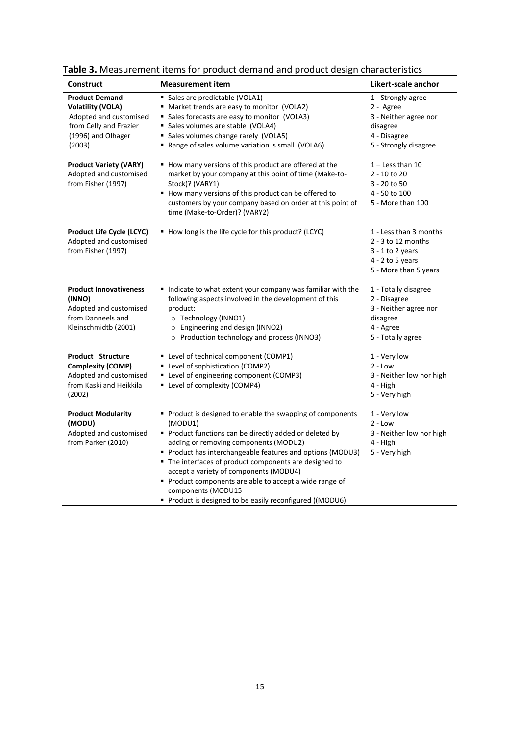**Table 3.** Measurement items for product demand and product design characteristics

| Construct | Measurement item | Likert-scale anchor |
|---|---|---|
| **Product Demand Volatility (VOLA)** Adopted and customised from Celly and Frazier (1996) and Olhager (2003) | ▪ Sales are predictable (VOLA1)<br>▪ Market trends are easy to monitor (VOLA2)<br>▪ Sales forecasts are easy to monitor (VOLA3)<br>▪ Sales volumes are stable (VOLA4)<br>▪ Sales volumes change rarely (VOLA5)<br>▪ Range of sales volume variation is small (VOLA6) | 1 - Strongly agree<br>2 - Agree<br>3 - Neither agree nor disagree<br>4 - Disagree<br>5 - Strongly disagree |
| **Product Variety (VARY)** Adopted and customised from Fisher (1997) | ▪ How many versions of this product are offered at the market by your company at this point of time (Make-to-Stock)? (VARY1)<br>▪ How many versions of this product can be offered to customers by your company based on order at this point of time (Make-to-Order)? (VARY2) | 1 – Less than 10<br>2 - 10 to 20<br>3 - 20 to 50<br>4 - 50 to 100<br>5 - More than 100 |
| **Product Life Cycle (LCYC)** Adopted and customised from Fisher (1997) | ▪ How long is the life cycle for this product? (LCYC) | 1 - Less than 3 months<br>2 - 3 to 12 months<br>3 - 1 to 2 years<br>4 - 2 to 5 years<br>5 - More than 5 years |
| **Product Innovativeness (INNO)** Adopted and customised from Danneels and Kleinschmidtb (2001) | ▪ Indicate to what extent your company was familiar with the following aspects involved in the development of this product:<br>○ Technology (INNO1)<br>○ Engineering and design (INNO2)<br>○ Production technology and process (INNO3) | 1 - Totally disagree<br>2 - Disagree<br>3 - Neither agree nor disagree<br>4 - Agree<br>5 - Totally agree |
| **Product Structure Complexity (COMP)** Adopted and customised from Kaski and Heikkila (2002) | ▪ Level of technical component (COMP1)<br>▪ Level of sophistication (COMP2)<br>▪ Level of engineering component (COMP3)<br>▪ Level of complexity (COMP4) | 1 - Very low<br>2 - Low<br>3 - Neither low nor high<br>4 - High<br>5 - Very high |
| **Product Modularity (MODU)** Adopted and customised from Parker (2010) | ▪ Product is designed to enable the swapping of components (MODU1)<br>▪ Product functions can be directly added or deleted by adding or removing components (MODU2)<br>▪ Product has interchangeable features and options (MODU3)<br>▪ The interfaces of product components are designed to accept a variety of components (MODU4)<br>▪ Product components are able to accept a wide range of components (MODU15<br>▪ Product is designed to be easily reconfigured ((MODU6) | 1 - Very low<br>2 - Low<br>3 - Neither low nor high<br>4 - High<br>5 - Very high |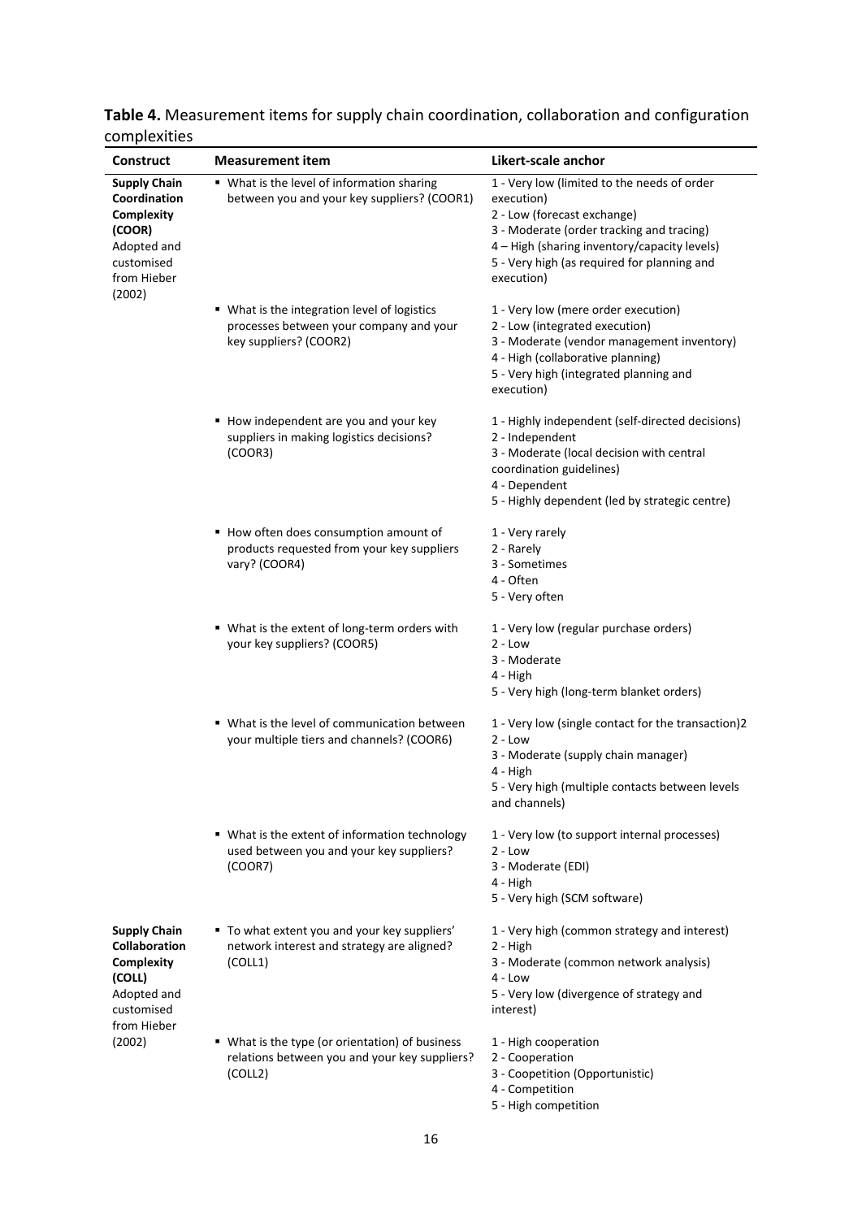**Table 4.** Measurement items for supply chain coordination, collaboration and configuration complexities

| Construct | Measurement item | Likert-scale anchor |
|---|---|---|
| **Supply Chain Coordination Complexity (COOR)** Adopted and customised from Hieber (2002) | ▪ What is the level of information sharing between you and your key suppliers? (COOR1) | 1 - Very low (limited to the needs of order execution)<br>2 - Low (forecast exchange)<br>3 - Moderate (order tracking and tracing)<br>4 – High (sharing inventory/capacity levels)<br>5 - Very high (as required for planning and execution) |
| | ▪ What is the integration level of logistics processes between your company and your key suppliers? (COOR2) | 1 - Very low (mere order execution)<br>2 - Low (integrated execution)<br>3 - Moderate (vendor management inventory)<br>4 - High (collaborative planning)<br>5 - Very high (integrated planning and execution) |
| | ▪ How independent are you and your key suppliers in making logistics decisions? (COOR3) | 1 - Highly independent (self-directed decisions)<br>2 - Independent<br>3 - Moderate (local decision with central coordination guidelines)<br>4 - Dependent<br>5 - Highly dependent (led by strategic centre) |
| | ▪ How often does consumption amount of products requested from your key suppliers vary? (COOR4) | 1 - Very rarely<br>2 - Rarely<br>3 - Sometimes<br>4 - Often<br>5 - Very often |
| | ▪ What is the extent of long-term orders with your key suppliers? (COOR5) | 1 - Very low (regular purchase orders)<br>2 - Low<br>3 - Moderate<br>4 - High<br>5 - Very high (long-term blanket orders) |
| | ▪ What is the level of communication between your multiple tiers and channels? (COOR6) | 1 - Very low (single contact for the transaction)2<br>2 - Low<br>3 - Moderate (supply chain manager)<br>4 - High<br>5 - Very high (multiple contacts between levels and channels) |
| | ▪ What is the extent of information technology used between you and your key suppliers? (COOR7) | 1 - Very low (to support internal processes)<br>2 - Low<br>3 - Moderate (EDI)<br>4 - High<br>5 - Very high (SCM software) |
| **Supply Chain Collaboration Complexity (COLL)** Adopted and customised from Hieber (2002) | ▪ To what extent you and your key suppliers' network interest and strategy are aligned? (COLL1) | 1 - Very high (common strategy and interest)<br>2 - High<br>3 - Moderate (common network analysis)<br>4 - Low<br>5 - Very low (divergence of strategy and interest) |
| | ▪ What is the type (or orientation) of business relations between you and your key suppliers? (COLL2) | 1 - High cooperation<br>2 - Cooperation<br>3 - Coopetition (Opportunistic)<br>4 - Competition<br>5 - High competition |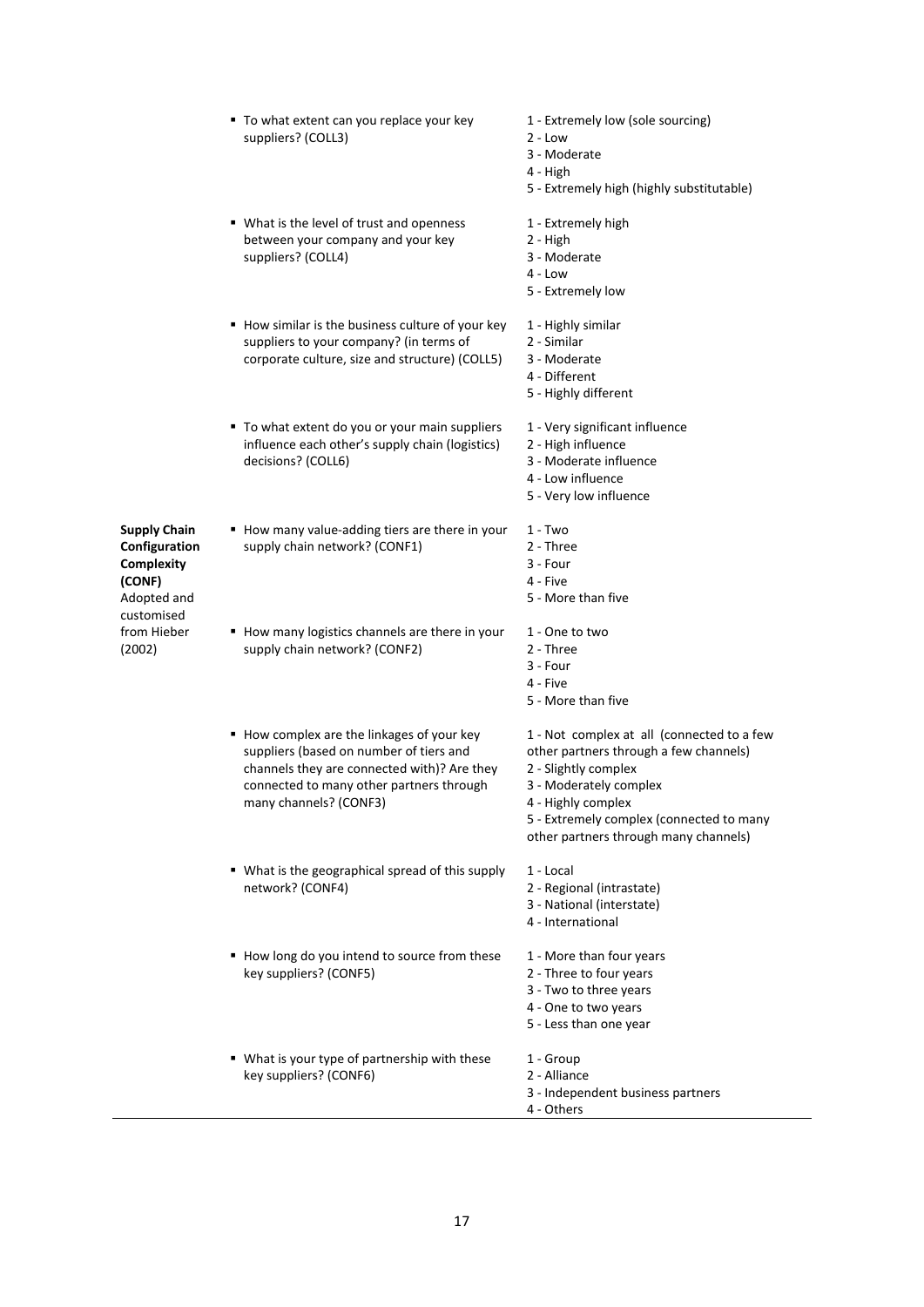| Construct | Item | Scale |
|---|---|---|
| | ▪ To what extent can you replace your key suppliers? (COLL3) | 1 - Extremely low (sole sourcing)<br>2 - Low<br>3 - Moderate<br>4 - High<br>5 - Extremely high (highly substitutable) |
| | ▪ What is the level of trust and openness between your company and your key suppliers? (COLL4) | 1 - Extremely high<br>2 - High<br>3 - Moderate<br>4 - Low<br>5 - Extremely low |
| | ▪ How similar is the business culture of your key suppliers to your company? (in terms of corporate culture, size and structure) (COLL5) | 1 - Highly similar<br>2 - Similar<br>3 - Moderate<br>4 - Different<br>5 - Highly different |
| | ▪ To what extent do you or your main suppliers influence each other's supply chain (logistics) decisions? (COLL6) | 1 - Very significant influence<br>2 - High influence<br>3 - Moderate influence<br>4 - Low influence<br>5 - Very low influence |
| **Supply Chain Configuration Complexity (CONF)** Adopted and customised from Hieber (2002) | ▪ How many value-adding tiers are there in your supply chain network? (CONF1) | 1 - Two<br>2 - Three<br>3 - Four<br>4 - Five<br>5 - More than five |
| | ▪ How many logistics channels are there in your supply chain network? (CONF2) | 1 - One to two<br>2 - Three<br>3 - Four<br>4 - Five<br>5 - More than five |
| | ▪ How complex are the linkages of your key suppliers (based on number of tiers and channels they are connected with)? Are they connected to many other partners through many channels? (CONF3) | 1 - Not complex at all (connected to a few other partners through a few channels)<br>2 - Slightly complex<br>3 - Moderately complex<br>4 - Highly complex<br>5 - Extremely complex (connected to many other partners through many channels) |
| | ▪ What is the geographical spread of this supply network? (CONF4) | 1 - Local<br>2 - Regional (intrastate)<br>3 - National (interstate)<br>4 - International |
| | ▪ How long do you intend to source from these key suppliers? (CONF5) | 1 - More than four years<br>2 - Three to four years<br>3 - Two to three years<br>4 - One to two years<br>5 - Less than one year |
| | ▪ What is your type of partnership with these key suppliers? (CONF6) | 1 - Group<br>2 - Alliance<br>3 - Independent business partners<br>4 - Others |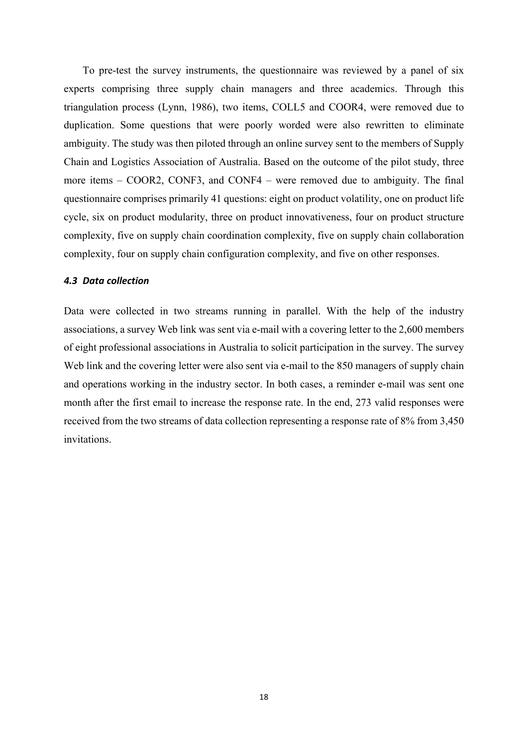To pre-test the survey instruments, the questionnaire was reviewed by a panel of six experts comprising three supply chain managers and three academics. Through this triangulation process (Lynn, 1986), two items, COLL5 and COOR4, were removed due to duplication. Some questions that were poorly worded were also rewritten to eliminate ambiguity. The study was then piloted through an online survey sent to the members of Supply Chain and Logistics Association of Australia. Based on the outcome of the pilot study, three more items – COOR2, CONF3, and CONF4 – were removed due to ambiguity. The final questionnaire comprises primarily 41 questions: eight on product volatility, one on product life cycle, six on product modularity, three on product innovativeness, four on product structure complexity, five on supply chain coordination complexity, five on supply chain collaboration complexity, four on supply chain configuration complexity, and five on other responses.

### *4.3 Data collection*

Data were collected in two streams running in parallel. With the help of the industry associations, a survey Web link was sent via e-mail with a covering letter to the 2,600 members of eight professional associations in Australia to solicit participation in the survey. The survey Web link and the covering letter were also sent via e-mail to the 850 managers of supply chain and operations working in the industry sector. In both cases, a reminder e-mail was sent one month after the first email to increase the response rate. In the end, 273 valid responses were received from the two streams of data collection representing a response rate of 8% from 3,450 invitations.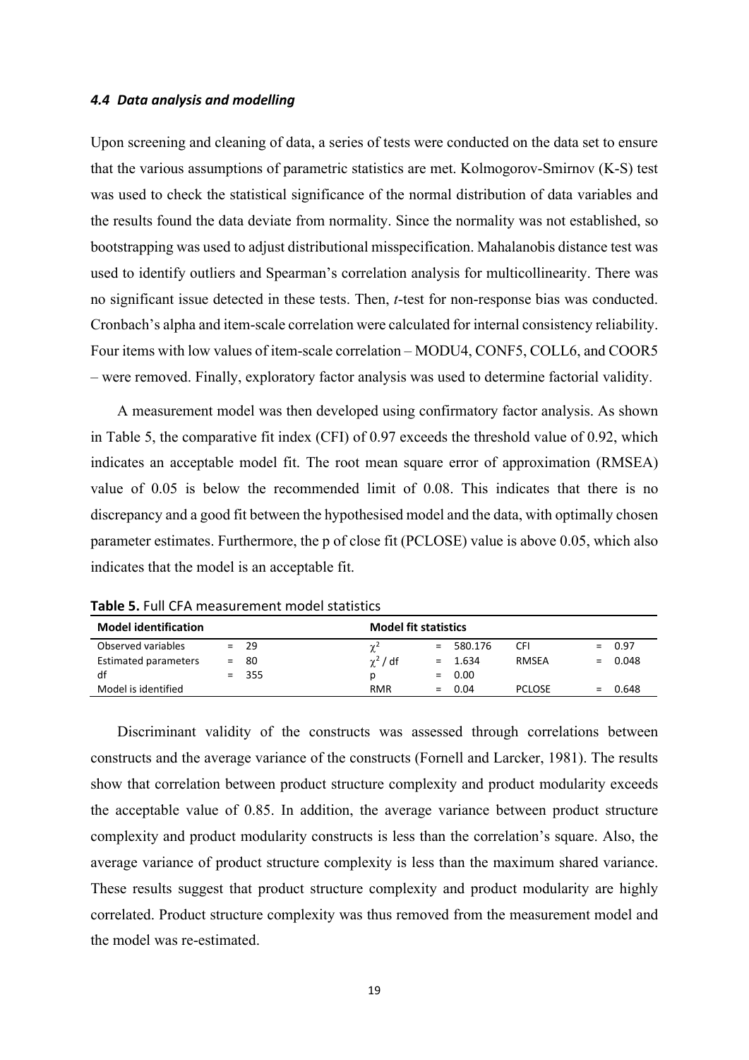### *4.4 Data analysis and modelling*

Upon screening and cleaning of data, a series of tests were conducted on the data set to ensure that the various assumptions of parametric statistics are met. Kolmogorov-Smirnov (K-S) test was used to check the statistical significance of the normal distribution of data variables and the results found the data deviate from normality. Since the normality was not established, so bootstrapping was used to adjust distributional misspecification. Mahalanobis distance test was used to identify outliers and Spearman's correlation analysis for multicollinearity. There was no significant issue detected in these tests. Then, *t*-test for non-response bias was conducted. Cronbach's alpha and item-scale correlation were calculated for internal consistency reliability. Four items with low values of item-scale correlation – MODU4, CONF5, COLL6, and COOR5 – were removed. Finally, exploratory factor analysis was used to determine factorial validity.

A measurement model was then developed using confirmatory factor analysis. As shown in Table 5, the comparative fit index (CFI) of 0.97 exceeds the threshold value of 0.92, which indicates an acceptable model fit. The root mean square error of approximation (RMSEA) value of 0.05 is below the recommended limit of 0.08. This indicates that there is no discrepancy and a good fit between the hypothesised model and the data, with optimally chosen parameter estimates. Furthermore, the p of close fit (PCLOSE) value is above 0.05, which also indicates that the model is an acceptable fit.

**Table 5.** Full CFA measurement model statistics

| **Model identification** | | **Model fit statistics** | | | |
|---|---|---|---|---|---|
| Observed variables | = 29 | $\chi^2$ | = 580.176 | CFI | = 0.97 |
| Estimated parameters | = 80 | $\chi^2$ / df | = 1.634 | RMSEA | = 0.048 |
| df | = 355 | p | = 0.00 | | |
| Model is identified | | RMR | = 0.04 | PCLOSE | = 0.648 |

Discriminant validity of the constructs was assessed through correlations between constructs and the average variance of the constructs (Fornell and Larcker, 1981). The results show that correlation between product structure complexity and product modularity exceeds the acceptable value of 0.85. In addition, the average variance between product structure complexity and product modularity constructs is less than the correlation's square. Also, the average variance of product structure complexity is less than the maximum shared variance. These results suggest that product structure complexity and product modularity are highly correlated. Product structure complexity was thus removed from the measurement model and the model was re-estimated.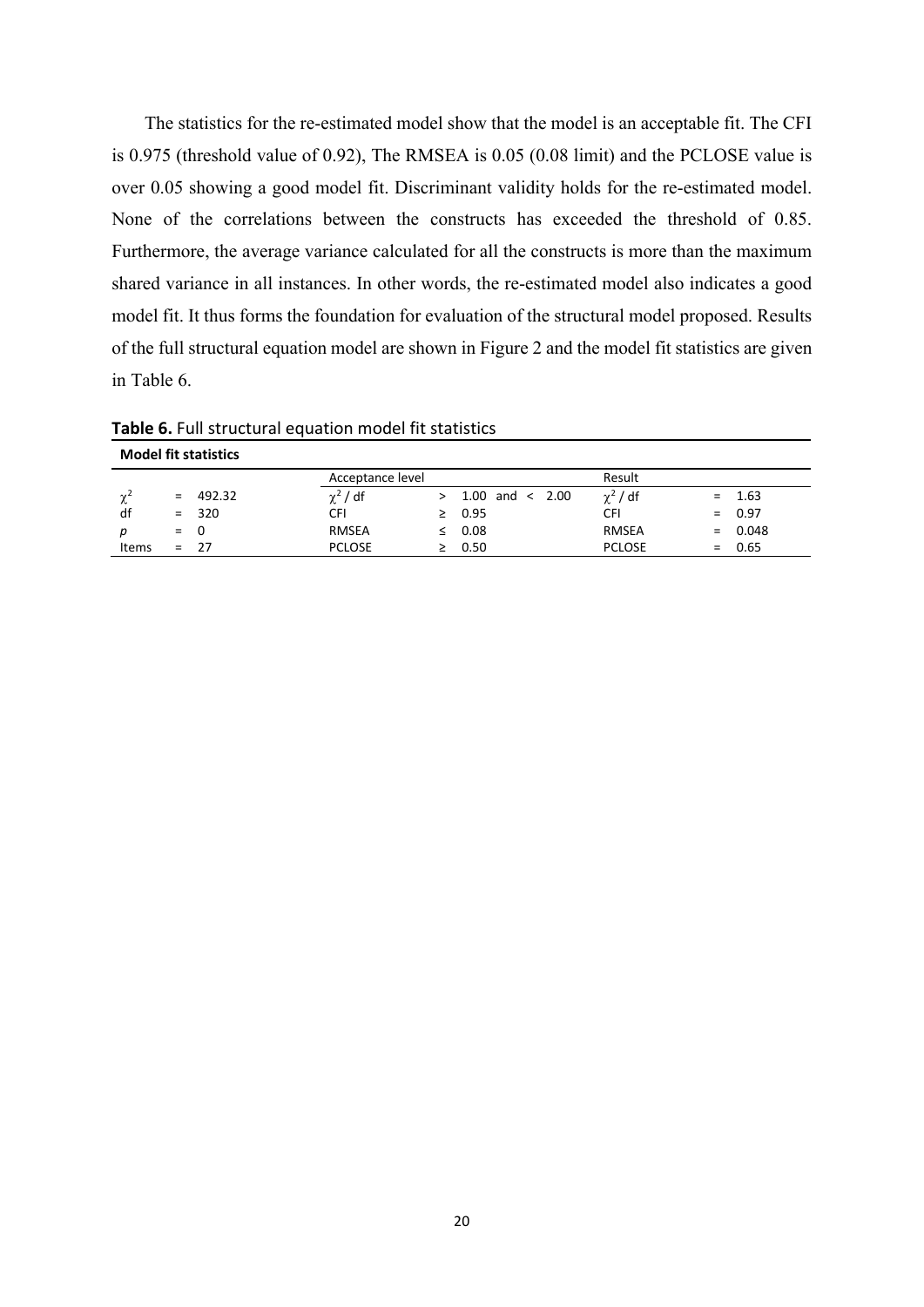The statistics for the re-estimated model show that the model is an acceptable fit. The CFI is 0.975 (threshold value of 0.92), The RMSEA is 0.05 (0.08 limit) and the PCLOSE value is over 0.05 showing a good model fit. Discriminant validity holds for the re-estimated model. None of the correlations between the constructs has exceeded the threshold of 0.85. Furthermore, the average variance calculated for all the constructs is more than the maximum shared variance in all instances. In other words, the re-estimated model also indicates a good model fit. It thus forms the foundation for evaluation of the structural model proposed. Results of the full structural equation model are shown in Figure 2 and the model fit statistics are given in Table 6.

**Table 6.** Full structural equation model fit statistics

| **Model fit statistics** | | | | | | | | |
|---|---|---|---|---|---|---|---|---|
| | | | Acceptance level | | | Result | | |
| $\chi^2$ | = | 492.32 | $\chi^2$ / df | > | 1.00 and < 2.00 | $\chi^2$ / df | = | 1.63 |
| df | = | 320 | CFI | ≥ | 0.95 | CFI | = | 0.97 |
| *p* | = | 0 | RMSEA | ≤ | 0.08 | RMSEA | = | 0.048 |
| Items | = | 27 | PCLOSE | ≥ | 0.50 | PCLOSE | = | 0.65 |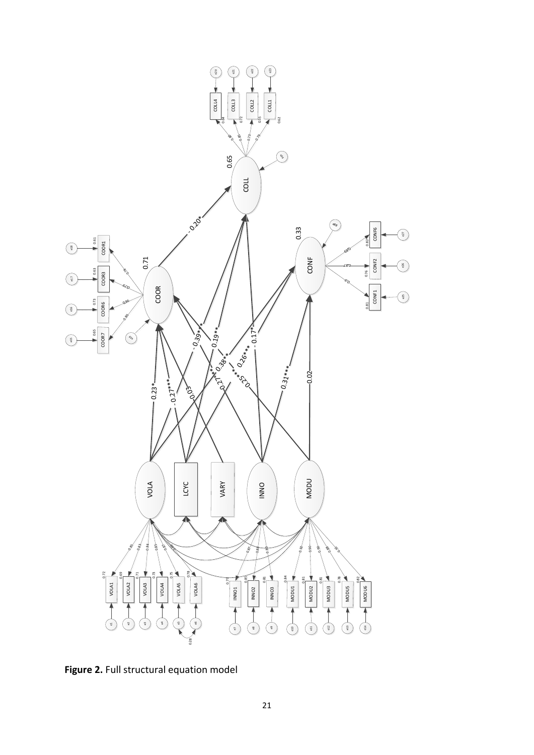**Figure 2.** Full structural equation model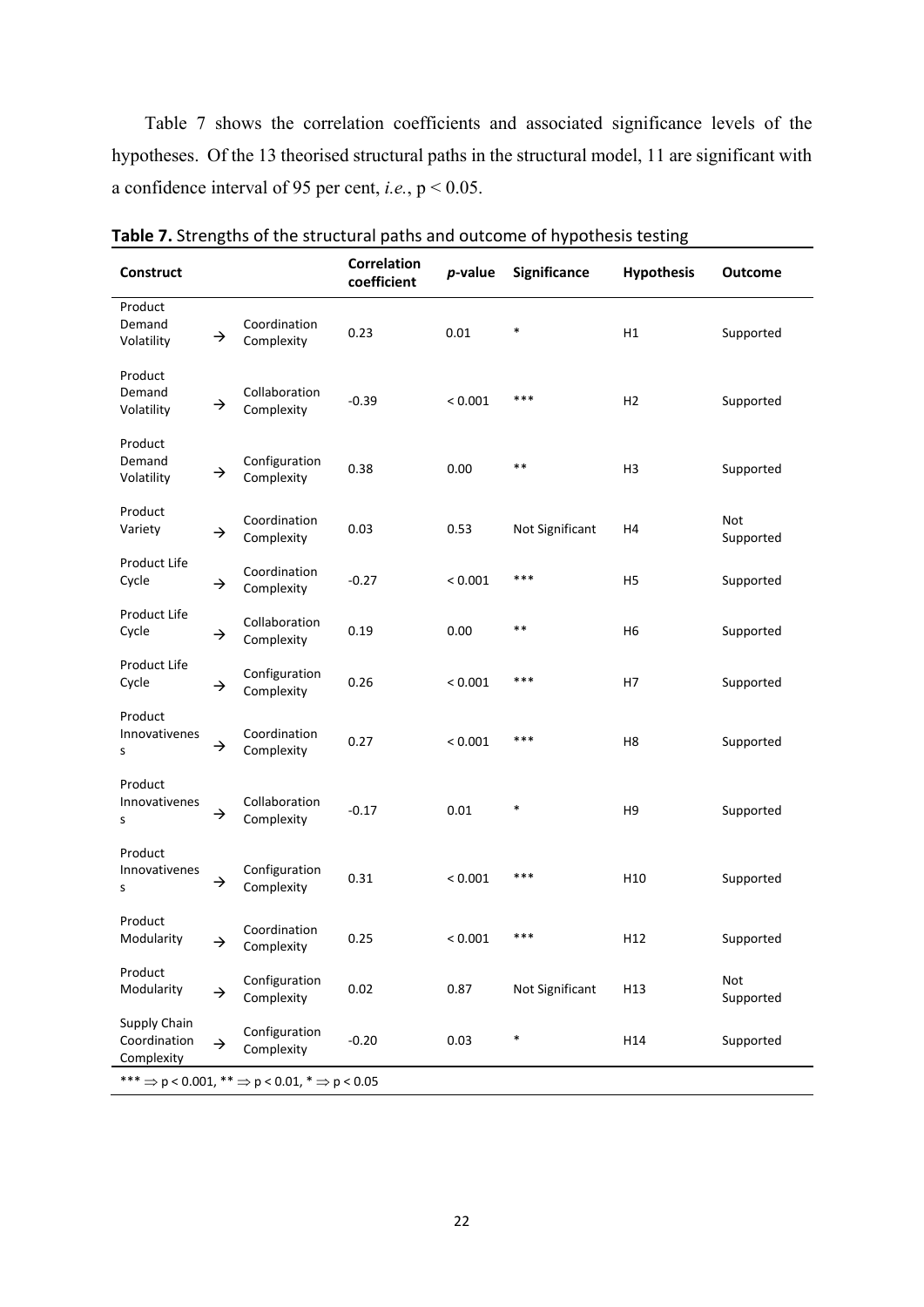Table 7 shows the correlation coefficients and associated significance levels of the hypotheses. Of the 13 theorised structural paths in the structural model, 11 are significant with a confidence interval of 95 per cent, *i.e.*, $p < 0.05$.

**Table 7.** Strengths of the structural paths and outcome of hypothesis testing

| Construct | | | Correlation coefficient | *p*-value | Significance | Hypothesis | Outcome |
|---|---|---|---|---|---|---|---|
| Product Demand Volatility | → | Coordination Complexity | 0.23 | 0.01 | * | H1 | Supported |
| Product Demand Volatility | → | Collaboration Complexity | -0.39 | < 0.001 | *** | H2 | Supported |
| Product Demand Volatility | → | Configuration Complexity | 0.38 | 0.00 | ** | H3 | Supported |
| Product Variety | → | Coordination Complexity | 0.03 | 0.53 | Not Significant | H4 | Not Supported |
| Product Life Cycle | → | Coordination Complexity | -0.27 | < 0.001 | *** | H5 | Supported |
| Product Life Cycle | → | Collaboration Complexity | 0.19 | 0.00 | ** | H6 | Supported |
| Product Life Cycle | → | Configuration Complexity | 0.26 | < 0.001 | *** | H7 | Supported |
| Product Innovativeness | → | Coordination Complexity | 0.27 | < 0.001 | *** | H8 | Supported |
| Product Innovativeness | → | Collaboration Complexity | -0.17 | 0.01 | * | H9 | Supported |
| Product Innovativeness | → | Configuration Complexity | 0.31 | < 0.001 | *** | H10 | Supported |
| Product Modularity | → | Coordination Complexity | 0.25 | < 0.001 | *** | H12 | Supported |
| Product Modularity | → | Configuration Complexity | 0.02 | 0.87 | Not Significant | H13 | Not Supported |
| Supply Chain Coordination Complexity | → | Configuration Complexity | -0.20 | 0.03 | * | H14 | Supported |

*** $\Rightarrow p < 0.001$, ** $\Rightarrow p < 0.01$, * $\Rightarrow p < 0.05$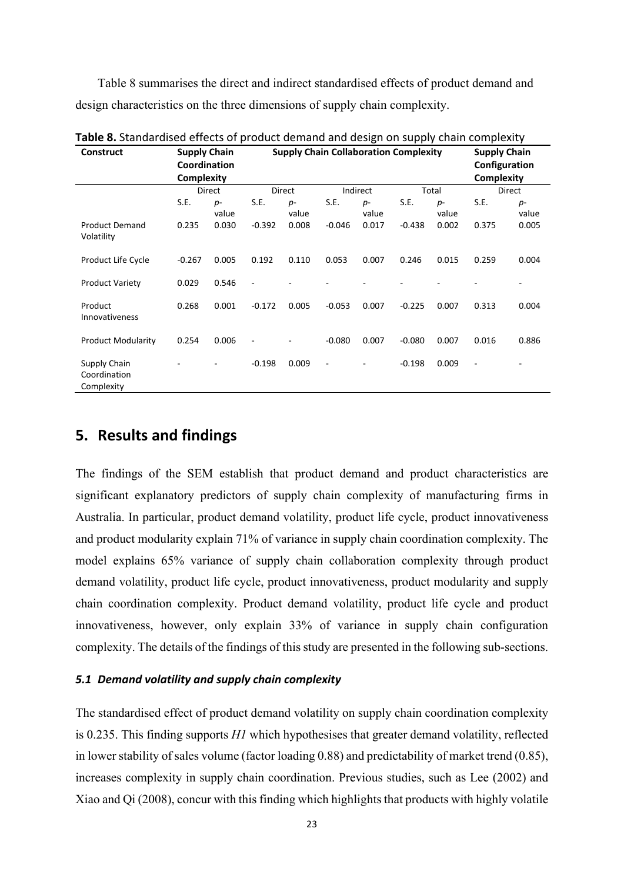Table 8 summarises the direct and indirect standardised effects of product demand and design characteristics on the three dimensions of supply chain complexity.

**Table 8.** Standardised effects of product demand and design on supply chain complexity

| Construct | Supply Chain Coordination Complexity | | Supply Chain Collaboration Complexity | | | | | | Supply Chain Configuration Complexity | |
|---|---|---|---|---|---|---|---|---|---|---|
| | Direct | | Direct | | Indirect | | Total | | Direct | |
| | S.E. | *p*-value | S.E. | *p*-value | S.E. | *p*-value | S.E. | *p*-value | S.E. | *p*-value |
| Product Demand Volatility | 0.235 | 0.030 | -0.392 | 0.008 | -0.046 | 0.017 | -0.438 | 0.002 | 0.375 | 0.005 |
| Product Life Cycle | -0.267 | 0.005 | 0.192 | 0.110 | 0.053 | 0.007 | 0.246 | 0.015 | 0.259 | 0.004 |
| Product Variety | 0.029 | 0.546 | - | - | - | - | - | - | - | - |
| Product Innovativeness | 0.268 | 0.001 | -0.172 | 0.005 | -0.053 | 0.007 | -0.225 | 0.007 | 0.313 | 0.004 |
| Product Modularity | 0.254 | 0.006 | - | - | -0.080 | 0.007 | -0.080 | 0.007 | 0.016 | 0.886 |
| Supply Chain Coordination Complexity | - | - | -0.198 | 0.009 | - | - | -0.198 | 0.009 | - | - |

## 5. Results and findings

The findings of the SEM establish that product demand and product characteristics are significant explanatory predictors of supply chain complexity of manufacturing firms in Australia. In particular, product demand volatility, product life cycle, product innovativeness and product modularity explain 71% of variance in supply chain coordination complexity. The model explains 65% variance of supply chain collaboration complexity through product demand volatility, product life cycle, product innovativeness, product modularity and supply chain coordination complexity. Product demand volatility, product life cycle and product innovativeness, however, only explain 33% of variance in supply chain configuration complexity. The details of the findings of this study are presented in the following sub-sections.

### *5.1 Demand volatility and supply chain complexity*

The standardised effect of product demand volatility on supply chain coordination complexity is 0.235. This finding supports *H1* which hypothesises that greater demand volatility, reflected in lower stability of sales volume (factor loading 0.88) and predictability of market trend (0.85), increases complexity in supply chain coordination. Previous studies, such as Lee (2002) and Xiao and Qi (2008), concur with this finding which highlights that products with highly volatile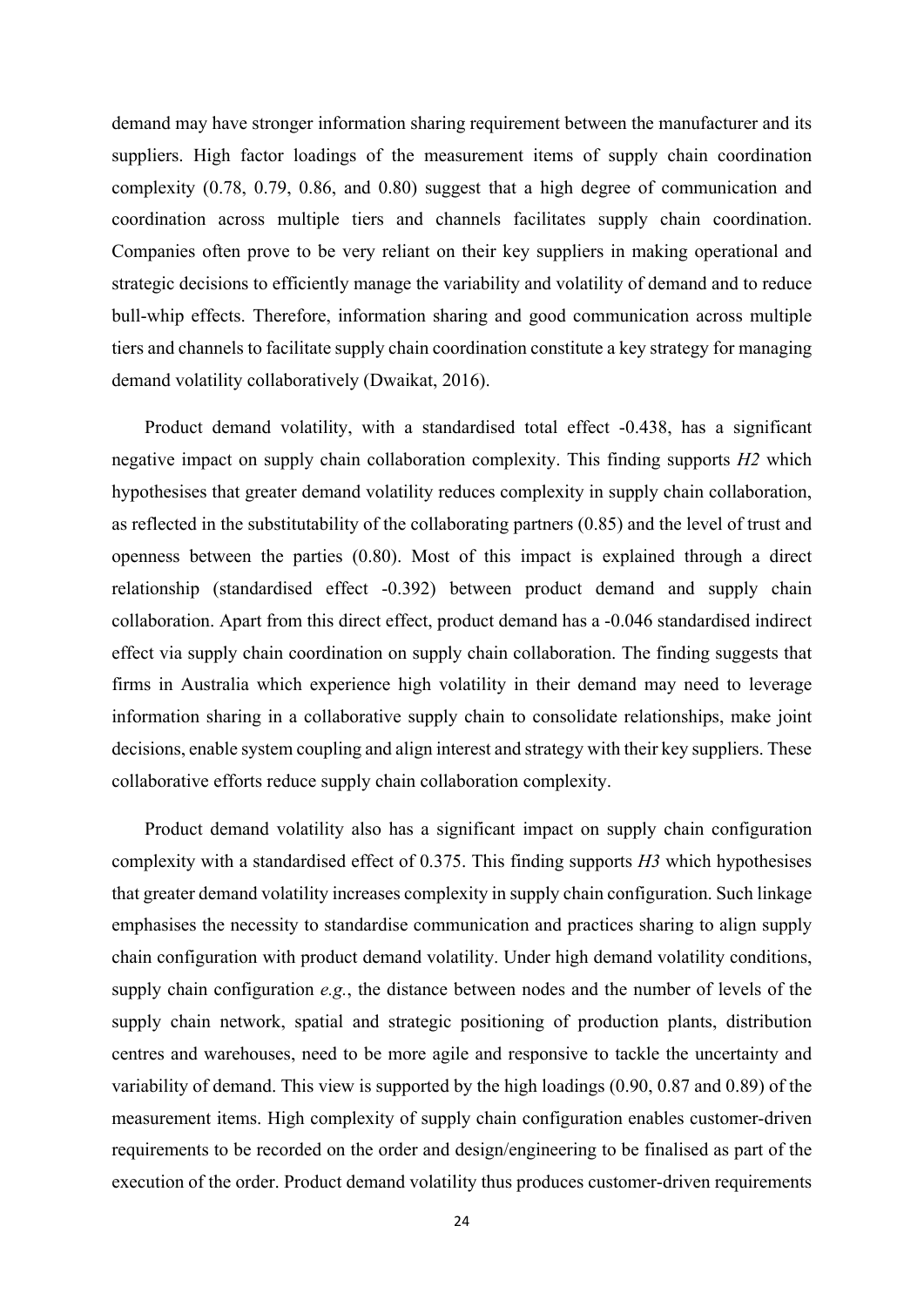demand may have stronger information sharing requirement between the manufacturer and its suppliers. High factor loadings of the measurement items of supply chain coordination complexity (0.78, 0.79, 0.86, and 0.80) suggest that a high degree of communication and coordination across multiple tiers and channels facilitates supply chain coordination. Companies often prove to be very reliant on their key suppliers in making operational and strategic decisions to efficiently manage the variability and volatility of demand and to reduce bull-whip effects. Therefore, information sharing and good communication across multiple tiers and channels to facilitate supply chain coordination constitute a key strategy for managing demand volatility collaboratively (Dwaikat, 2016).

Product demand volatility, with a standardised total effect -0.438, has a significant negative impact on supply chain collaboration complexity. This finding supports *H2* which hypothesises that greater demand volatility reduces complexity in supply chain collaboration, as reflected in the substitutability of the collaborating partners (0.85) and the level of trust and openness between the parties (0.80). Most of this impact is explained through a direct relationship (standardised effect -0.392) between product demand and supply chain collaboration. Apart from this direct effect, product demand has a -0.046 standardised indirect effect via supply chain coordination on supply chain collaboration. The finding suggests that firms in Australia which experience high volatility in their demand may need to leverage information sharing in a collaborative supply chain to consolidate relationships, make joint decisions, enable system coupling and align interest and strategy with their key suppliers. These collaborative efforts reduce supply chain collaboration complexity.

Product demand volatility also has a significant impact on supply chain configuration complexity with a standardised effect of 0.375. This finding supports *H3* which hypothesises that greater demand volatility increases complexity in supply chain configuration. Such linkage emphasises the necessity to standardise communication and practices sharing to align supply chain configuration with product demand volatility. Under high demand volatility conditions, supply chain configuration *e.g.*, the distance between nodes and the number of levels of the supply chain network, spatial and strategic positioning of production plants, distribution centres and warehouses, need to be more agile and responsive to tackle the uncertainty and variability of demand. This view is supported by the high loadings (0.90, 0.87 and 0.89) of the measurement items. High complexity of supply chain configuration enables customer-driven requirements to be recorded on the order and design/engineering to be finalised as part of the execution of the order. Product demand volatility thus produces customer-driven requirements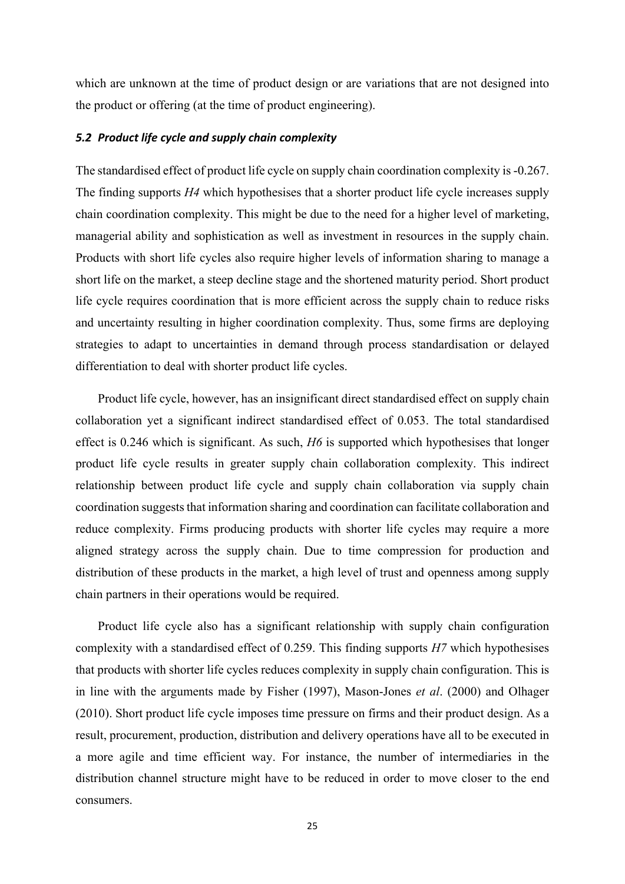which are unknown at the time of product design or are variations that are not designed into the product or offering (at the time of product engineering).

### *5.2 Product life cycle and supply chain complexity*

The standardised effect of product life cycle on supply chain coordination complexity is -0.267. The finding supports *H4* which hypothesises that a shorter product life cycle increases supply chain coordination complexity. This might be due to the need for a higher level of marketing, managerial ability and sophistication as well as investment in resources in the supply chain. Products with short life cycles also require higher levels of information sharing to manage a short life on the market, a steep decline stage and the shortened maturity period. Short product life cycle requires coordination that is more efficient across the supply chain to reduce risks and uncertainty resulting in higher coordination complexity. Thus, some firms are deploying strategies to adapt to uncertainties in demand through process standardisation or delayed differentiation to deal with shorter product life cycles.

Product life cycle, however, has an insignificant direct standardised effect on supply chain collaboration yet a significant indirect standardised effect of 0.053. The total standardised effect is 0.246 which is significant. As such, *H6* is supported which hypothesises that longer product life cycle results in greater supply chain collaboration complexity. This indirect relationship between product life cycle and supply chain collaboration via supply chain coordination suggests that information sharing and coordination can facilitate collaboration and reduce complexity. Firms producing products with shorter life cycles may require a more aligned strategy across the supply chain. Due to time compression for production and distribution of these products in the market, a high level of trust and openness among supply chain partners in their operations would be required.

Product life cycle also has a significant relationship with supply chain configuration complexity with a standardised effect of 0.259. This finding supports *H7* which hypothesises that products with shorter life cycles reduces complexity in supply chain configuration. This is in line with the arguments made by Fisher (1997), Mason-Jones *et al*. (2000) and Olhager (2010). Short product life cycle imposes time pressure on firms and their product design. As a result, procurement, production, distribution and delivery operations have all to be executed in a more agile and time efficient way. For instance, the number of intermediaries in the distribution channel structure might have to be reduced in order to move closer to the end consumers.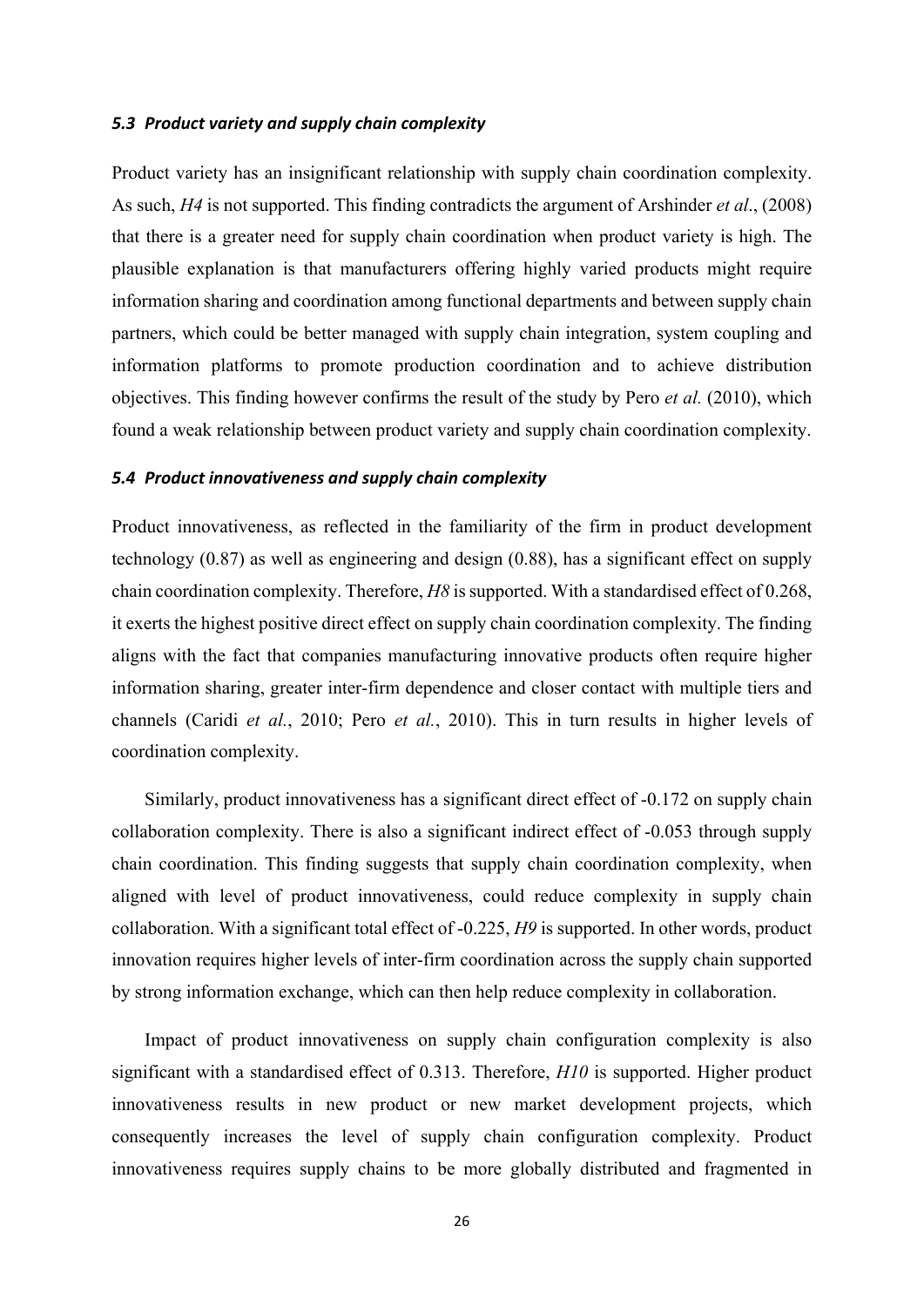### *5.3 Product variety and supply chain complexity*

Product variety has an insignificant relationship with supply chain coordination complexity. As such, *H4* is not supported. This finding contradicts the argument of Arshinder *et al*., (2008) that there is a greater need for supply chain coordination when product variety is high. The plausible explanation is that manufacturers offering highly varied products might require information sharing and coordination among functional departments and between supply chain partners, which could be better managed with supply chain integration, system coupling and information platforms to promote production coordination and to achieve distribution objectives. This finding however confirms the result of the study by Pero *et al.* (2010), which found a weak relationship between product variety and supply chain coordination complexity.

### *5.4 Product innovativeness and supply chain complexity*

Product innovativeness, as reflected in the familiarity of the firm in product development technology (0.87) as well as engineering and design (0.88), has a significant effect on supply chain coordination complexity. Therefore, *H8* is supported. With a standardised effect of 0.268, it exerts the highest positive direct effect on supply chain coordination complexity. The finding aligns with the fact that companies manufacturing innovative products often require higher information sharing, greater inter-firm dependence and closer contact with multiple tiers and channels (Caridi *et al.*, 2010; Pero *et al.*, 2010). This in turn results in higher levels of coordination complexity.

Similarly, product innovativeness has a significant direct effect of -0.172 on supply chain collaboration complexity. There is also a significant indirect effect of -0.053 through supply chain coordination. This finding suggests that supply chain coordination complexity, when aligned with level of product innovativeness, could reduce complexity in supply chain collaboration. With a significant total effect of -0.225, *H9* is supported. In other words, product innovation requires higher levels of inter-firm coordination across the supply chain supported by strong information exchange, which can then help reduce complexity in collaboration.

Impact of product innovativeness on supply chain configuration complexity is also significant with a standardised effect of 0.313. Therefore, *H10* is supported. Higher product innovativeness results in new product or new market development projects, which consequently increases the level of supply chain configuration complexity. Product innovativeness requires supply chains to be more globally distributed and fragmented in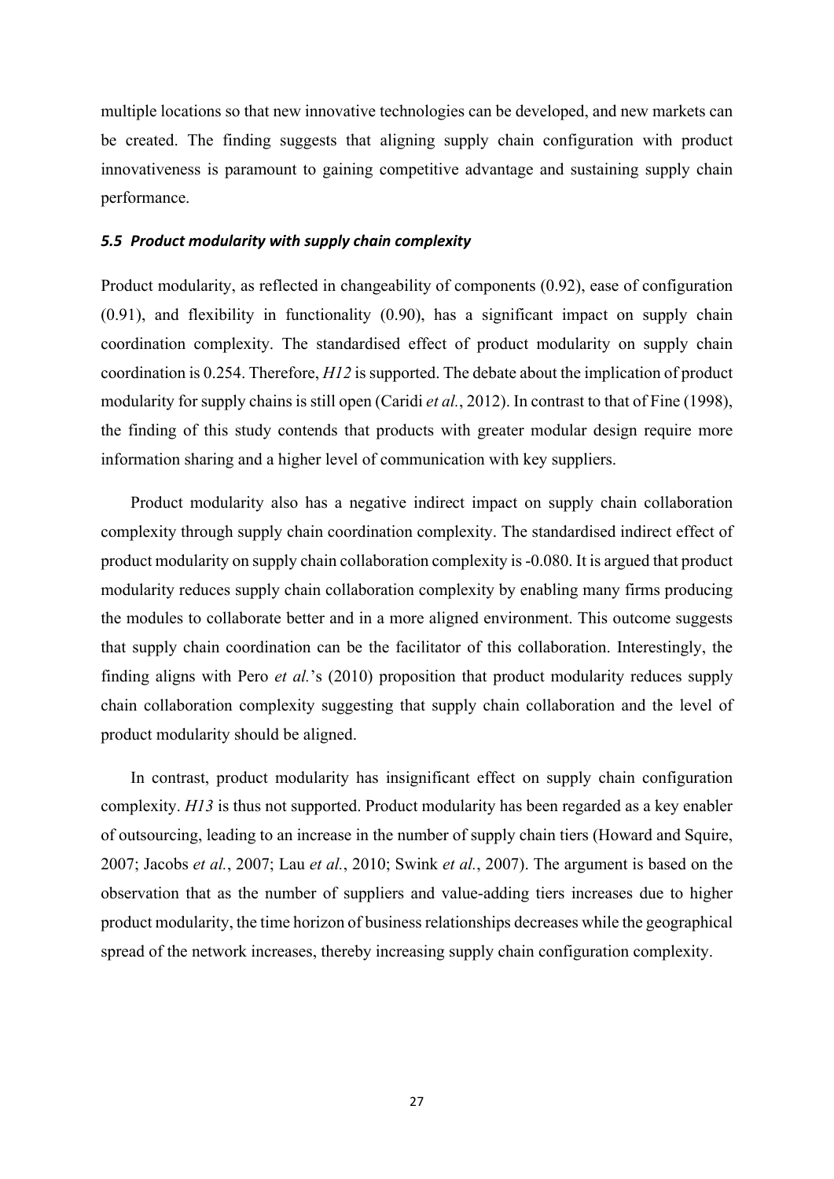multiple locations so that new innovative technologies can be developed, and new markets can be created. The finding suggests that aligning supply chain configuration with product innovativeness is paramount to gaining competitive advantage and sustaining supply chain performance.

### ***5.5 Product modularity with supply chain complexity***

Product modularity, as reflected in changeability of components (0.92), ease of configuration (0.91), and flexibility in functionality (0.90), has a significant impact on supply chain coordination complexity. The standardised effect of product modularity on supply chain coordination is 0.254. Therefore, *H12* is supported. The debate about the implication of product modularity for supply chains is still open (Caridi *et al.*, 2012). In contrast to that of Fine (1998), the finding of this study contends that products with greater modular design require more information sharing and a higher level of communication with key suppliers.

Product modularity also has a negative indirect impact on supply chain collaboration complexity through supply chain coordination complexity. The standardised indirect effect of product modularity on supply chain collaboration complexity is -0.080. It is argued that product modularity reduces supply chain collaboration complexity by enabling many firms producing the modules to collaborate better and in a more aligned environment. This outcome suggests that supply chain coordination can be the facilitator of this collaboration. Interestingly, the finding aligns with Pero *et al.*'s (2010) proposition that product modularity reduces supply chain collaboration complexity suggesting that supply chain collaboration and the level of product modularity should be aligned.

In contrast, product modularity has insignificant effect on supply chain configuration complexity. *H13* is thus not supported. Product modularity has been regarded as a key enabler of outsourcing, leading to an increase in the number of supply chain tiers (Howard and Squire, 2007; Jacobs *et al.*, 2007; Lau *et al.*, 2010; Swink *et al.*, 2007). The argument is based on the observation that as the number of suppliers and value-adding tiers increases due to higher product modularity, the time horizon of business relationships decreases while the geographical spread of the network increases, thereby increasing supply chain configuration complexity.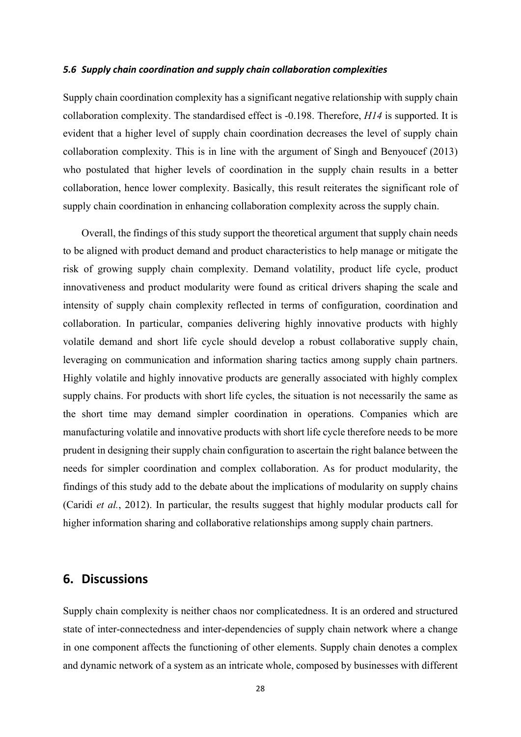### *5.6 Supply chain coordination and supply chain collaboration complexities*

Supply chain coordination complexity has a significant negative relationship with supply chain collaboration complexity. The standardised effect is -0.198. Therefore, *H14* is supported. It is evident that a higher level of supply chain coordination decreases the level of supply chain collaboration complexity. This is in line with the argument of Singh and Benyoucef (2013) who postulated that higher levels of coordination in the supply chain results in a better collaboration, hence lower complexity. Basically, this result reiterates the significant role of supply chain coordination in enhancing collaboration complexity across the supply chain.

Overall, the findings of this study support the theoretical argument that supply chain needs to be aligned with product demand and product characteristics to help manage or mitigate the risk of growing supply chain complexity. Demand volatility, product life cycle, product innovativeness and product modularity were found as critical drivers shaping the scale and intensity of supply chain complexity reflected in terms of configuration, coordination and collaboration. In particular, companies delivering highly innovative products with highly volatile demand and short life cycle should develop a robust collaborative supply chain, leveraging on communication and information sharing tactics among supply chain partners. Highly volatile and highly innovative products are generally associated with highly complex supply chains. For products with short life cycles, the situation is not necessarily the same as the short time may demand simpler coordination in operations. Companies which are manufacturing volatile and innovative products with short life cycle therefore needs to be more prudent in designing their supply chain configuration to ascertain the right balance between the needs for simpler coordination and complex collaboration. As for product modularity, the findings of this study add to the debate about the implications of modularity on supply chains (Caridi *et al.*, 2012). In particular, the results suggest that highly modular products call for higher information sharing and collaborative relationships among supply chain partners.

## 6. Discussions

Supply chain complexity is neither chaos nor complicatedness. It is an ordered and structured state of inter-connectedness and inter-dependencies of supply chain network where a change in one component affects the functioning of other elements. Supply chain denotes a complex and dynamic network of a system as an intricate whole, composed by businesses with different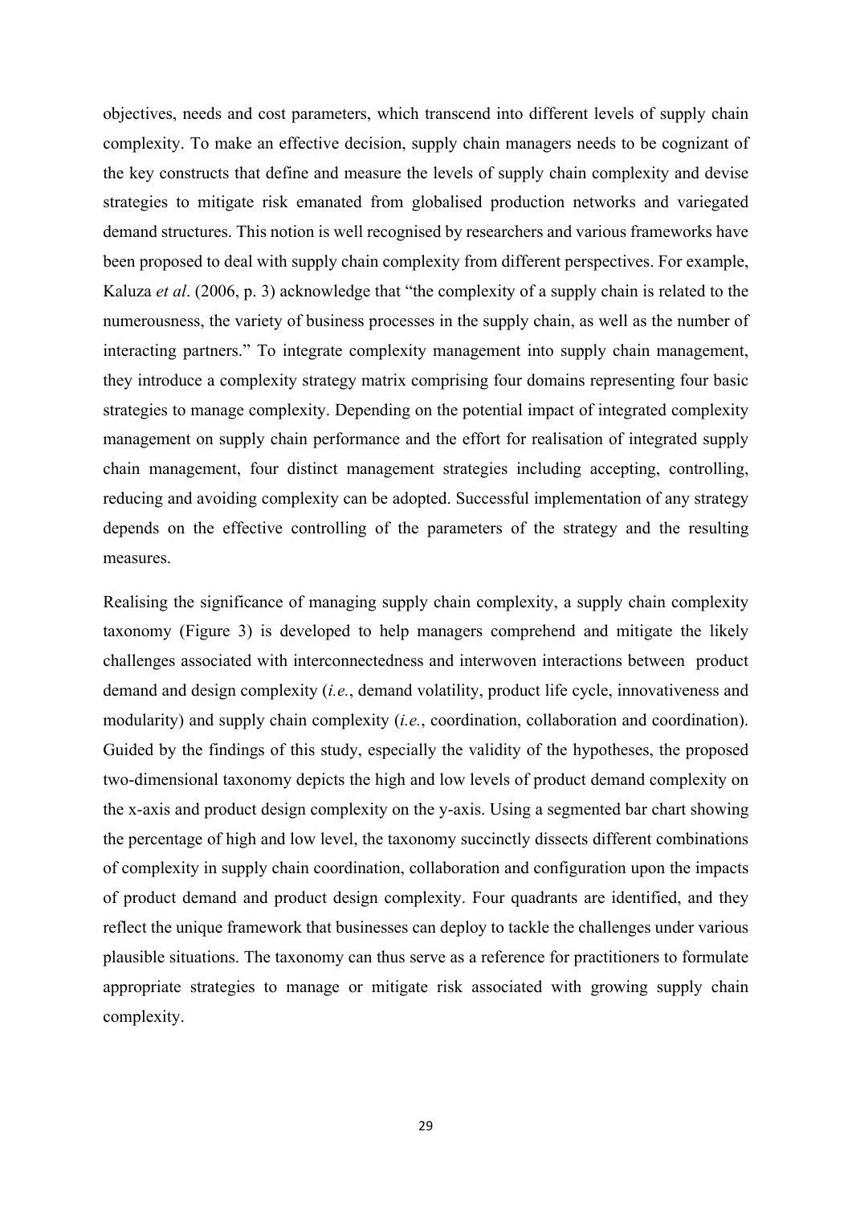objectives, needs and cost parameters, which transcend into different levels of supply chain complexity. To make an effective decision, supply chain managers needs to be cognizant of the key constructs that define and measure the levels of supply chain complexity and devise strategies to mitigate risk emanated from globalised production networks and variegated demand structures. This notion is well recognised by researchers and various frameworks have been proposed to deal with supply chain complexity from different perspectives. For example, Kaluza *et al*. (2006, p. 3) acknowledge that "the complexity of a supply chain is related to the numerousness, the variety of business processes in the supply chain, as well as the number of interacting partners." To integrate complexity management into supply chain management, they introduce a complexity strategy matrix comprising four domains representing four basic strategies to manage complexity. Depending on the potential impact of integrated complexity management on supply chain performance and the effort for realisation of integrated supply chain management, four distinct management strategies including accepting, controlling, reducing and avoiding complexity can be adopted. Successful implementation of any strategy depends on the effective controlling of the parameters of the strategy and the resulting measures.

Realising the significance of managing supply chain complexity, a supply chain complexity taxonomy (Figure 3) is developed to help managers comprehend and mitigate the likely challenges associated with interconnectedness and interwoven interactions between product demand and design complexity (*i.e.*, demand volatility, product life cycle, innovativeness and modularity) and supply chain complexity (*i.e.*, coordination, collaboration and coordination). Guided by the findings of this study, especially the validity of the hypotheses, the proposed two-dimensional taxonomy depicts the high and low levels of product demand complexity on the x-axis and product design complexity on the y-axis. Using a segmented bar chart showing the percentage of high and low level, the taxonomy succinctly dissects different combinations of complexity in supply chain coordination, collaboration and configuration upon the impacts of product demand and product design complexity. Four quadrants are identified, and they reflect the unique framework that businesses can deploy to tackle the challenges under various plausible situations. The taxonomy can thus serve as a reference for practitioners to formulate appropriate strategies to manage or mitigate risk associated with growing supply chain complexity.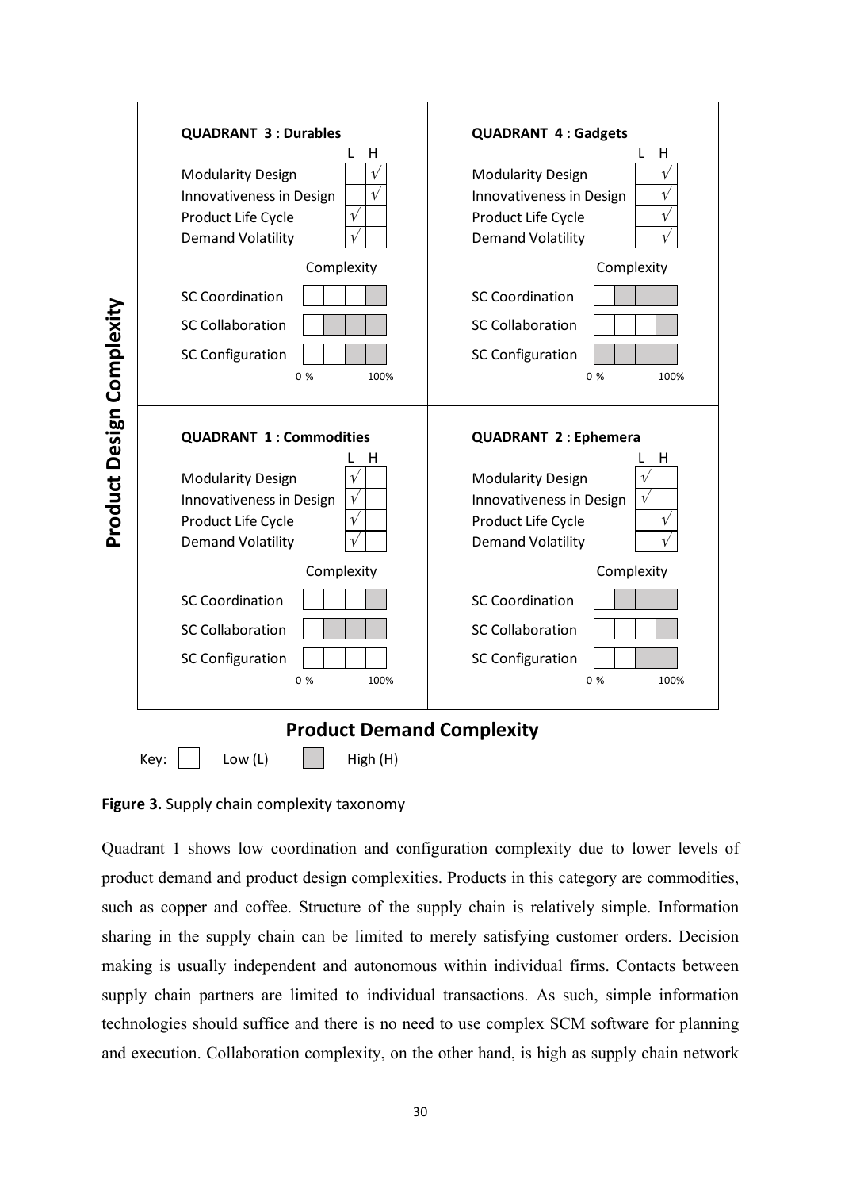| | Product Demand Complexity: Low | Product Demand Complexity: High |
|---|---|---|
| **Product Design Complexity: High** | **QUADRANT 3 : Durables** | **QUADRANT 4 : Gadgets** |
| **Product Design Complexity: Low** | **QUADRANT 1 : Commodities** | **QUADRANT 2 : Ephemera** |

**QUADRANT 3 : Durables**

| | L | H |
|---|---|---|
| Modularity Design | | √ |
| Innovativeness in Design | | √ |
| Product Life Cycle | √ | |
| Demand Volatility | √ | |

**QUADRANT 4 : Gadgets**

| | L | H |
|---|---|---|
| Modularity Design | | √ |
| Innovativeness in Design | | √ |
| Product Life Cycle | | √ |
| Demand Volatility | | √ |

**QUADRANT 1 : Commodities**

| | L | H |
|---|---|---|
| Modularity Design | √ | |
| Innovativeness in Design | √ | |
| Product Life Cycle | √ | |
| Demand Volatility | √ | |

**QUADRANT 2 : Ephemera**

| | L | H |
|---|---|---|
| Modularity Design | √ | |
| Innovativeness in Design | √ | |
| Product Life Cycle | | √ |
| Demand Volatility | | √ |

Complexity (0 % – 100%)

Key: Low (L), High (H)

**Figure 3.** Supply chain complexity taxonomy

Quadrant 1 shows low coordination and configuration complexity due to lower levels of product demand and product design complexities. Products in this category are commodities, such as copper and coffee. Structure of the supply chain is relatively simple. Information sharing in the supply chain can be limited to merely satisfying customer orders. Decision making is usually independent and autonomous within individual firms. Contacts between supply chain partners are limited to individual transactions. As such, simple information technologies should suffice and there is no need to use complex SCM software for planning and execution. Collaboration complexity, on the other hand, is high as supply chain network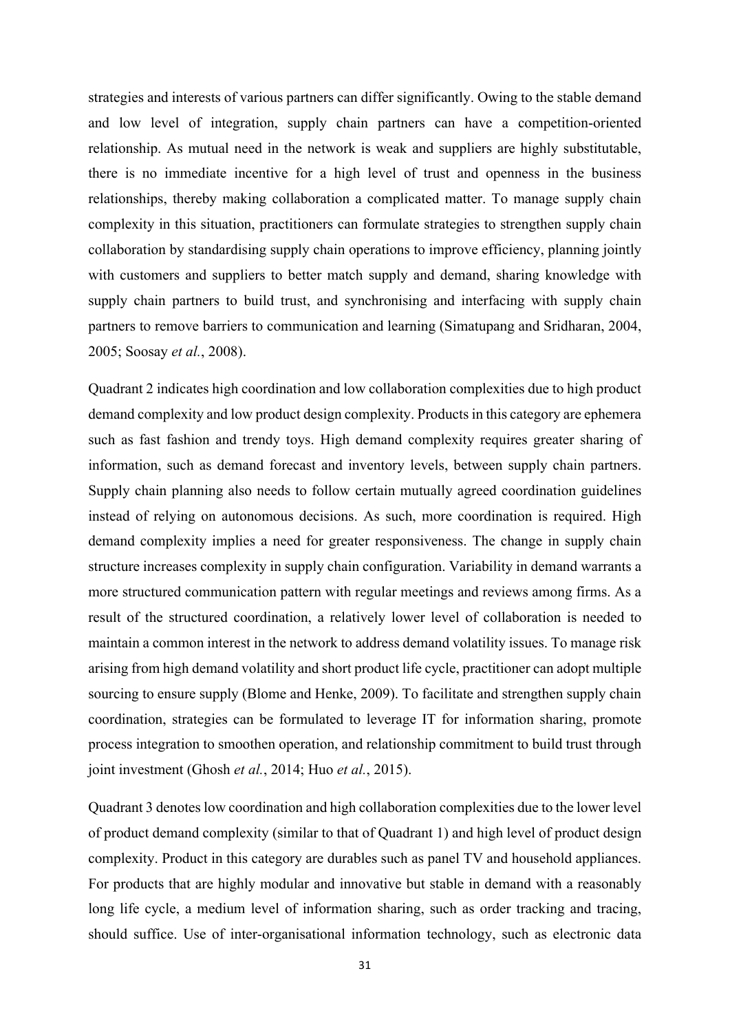strategies and interests of various partners can differ significantly. Owing to the stable demand and low level of integration, supply chain partners can have a competition-oriented relationship. As mutual need in the network is weak and suppliers are highly substitutable, there is no immediate incentive for a high level of trust and openness in the business relationships, thereby making collaboration a complicated matter. To manage supply chain complexity in this situation, practitioners can formulate strategies to strengthen supply chain collaboration by standardising supply chain operations to improve efficiency, planning jointly with customers and suppliers to better match supply and demand, sharing knowledge with supply chain partners to build trust, and synchronising and interfacing with supply chain partners to remove barriers to communication and learning (Simatupang and Sridharan, 2004, 2005; Soosay *et al.*, 2008).

Quadrant 2 indicates high coordination and low collaboration complexities due to high product demand complexity and low product design complexity. Products in this category are ephemera such as fast fashion and trendy toys. High demand complexity requires greater sharing of information, such as demand forecast and inventory levels, between supply chain partners. Supply chain planning also needs to follow certain mutually agreed coordination guidelines instead of relying on autonomous decisions. As such, more coordination is required. High demand complexity implies a need for greater responsiveness. The change in supply chain structure increases complexity in supply chain configuration. Variability in demand warrants a more structured communication pattern with regular meetings and reviews among firms. As a result of the structured coordination, a relatively lower level of collaboration is needed to maintain a common interest in the network to address demand volatility issues. To manage risk arising from high demand volatility and short product life cycle, practitioner can adopt multiple sourcing to ensure supply (Blome and Henke, 2009). To facilitate and strengthen supply chain coordination, strategies can be formulated to leverage IT for information sharing, promote process integration to smoothen operation, and relationship commitment to build trust through joint investment (Ghosh *et al.*, 2014; Huo *et al.*, 2015).

Quadrant 3 denotes low coordination and high collaboration complexities due to the lower level of product demand complexity (similar to that of Quadrant 1) and high level of product design complexity. Product in this category are durables such as panel TV and household appliances. For products that are highly modular and innovative but stable in demand with a reasonably long life cycle, a medium level of information sharing, such as order tracking and tracing, should suffice. Use of inter-organisational information technology, such as electronic data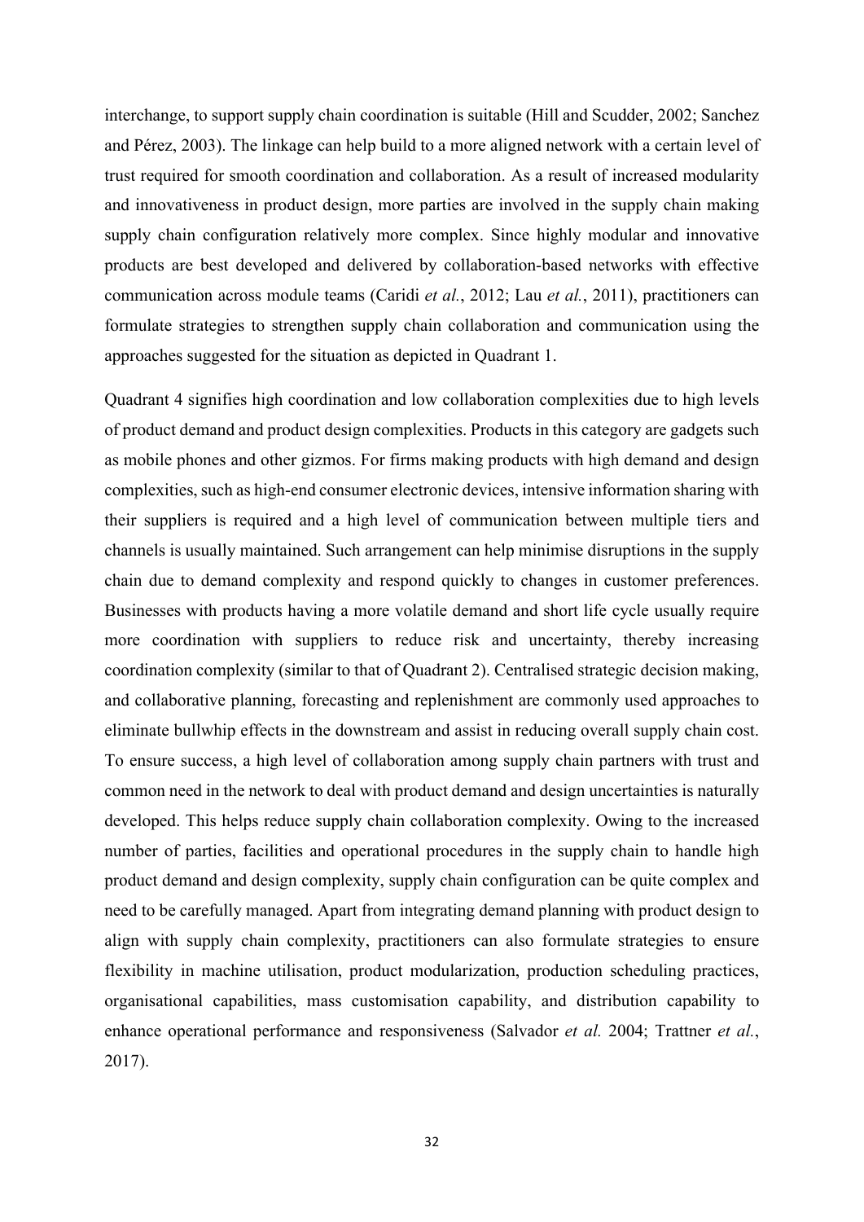interchange, to support supply chain coordination is suitable (Hill and Scudder, 2002; Sanchez and Pérez, 2003). The linkage can help build to a more aligned network with a certain level of trust required for smooth coordination and collaboration. As a result of increased modularity and innovativeness in product design, more parties are involved in the supply chain making supply chain configuration relatively more complex. Since highly modular and innovative products are best developed and delivered by collaboration-based networks with effective communication across module teams (Caridi *et al.*, 2012; Lau *et al.*, 2011), practitioners can formulate strategies to strengthen supply chain collaboration and communication using the approaches suggested for the situation as depicted in Quadrant 1.

Quadrant 4 signifies high coordination and low collaboration complexities due to high levels of product demand and product design complexities. Products in this category are gadgets such as mobile phones and other gizmos. For firms making products with high demand and design complexities, such as high-end consumer electronic devices, intensive information sharing with their suppliers is required and a high level of communication between multiple tiers and channels is usually maintained. Such arrangement can help minimise disruptions in the supply chain due to demand complexity and respond quickly to changes in customer preferences. Businesses with products having a more volatile demand and short life cycle usually require more coordination with suppliers to reduce risk and uncertainty, thereby increasing coordination complexity (similar to that of Quadrant 2). Centralised strategic decision making, and collaborative planning, forecasting and replenishment are commonly used approaches to eliminate bullwhip effects in the downstream and assist in reducing overall supply chain cost. To ensure success, a high level of collaboration among supply chain partners with trust and common need in the network to deal with product demand and design uncertainties is naturally developed. This helps reduce supply chain collaboration complexity. Owing to the increased number of parties, facilities and operational procedures in the supply chain to handle high product demand and design complexity, supply chain configuration can be quite complex and need to be carefully managed. Apart from integrating demand planning with product design to align with supply chain complexity, practitioners can also formulate strategies to ensure flexibility in machine utilisation, product modularization, production scheduling practices, organisational capabilities, mass customisation capability, and distribution capability to enhance operational performance and responsiveness (Salvador *et al.* 2004; Trattner *et al.*, 2017).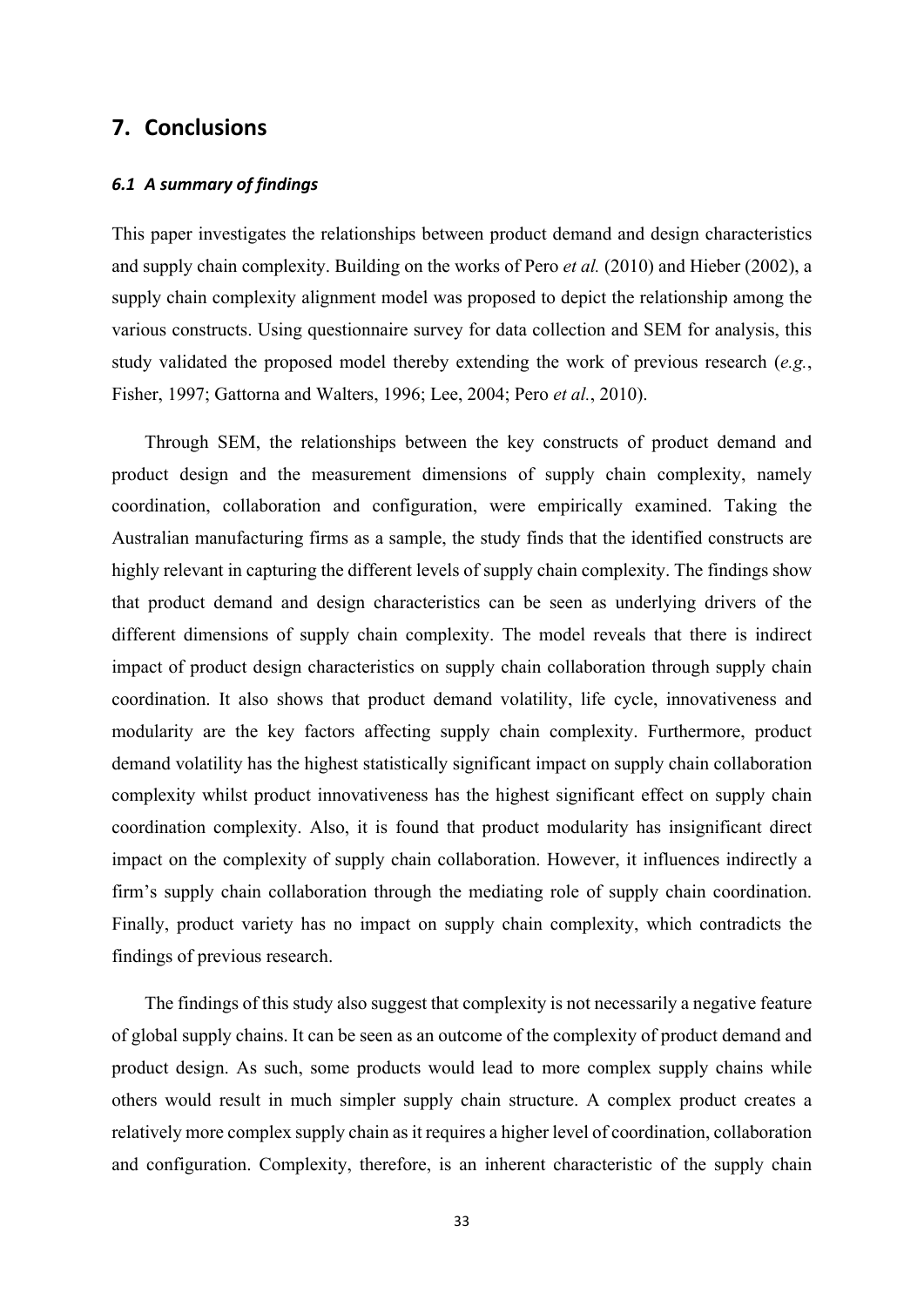## 7. Conclusions

### *6.1 A summary of findings*

This paper investigates the relationships between product demand and design characteristics and supply chain complexity. Building on the works of Pero *et al.* (2010) and Hieber (2002), a supply chain complexity alignment model was proposed to depict the relationship among the various constructs. Using questionnaire survey for data collection and SEM for analysis, this study validated the proposed model thereby extending the work of previous research (*e.g.*, Fisher, 1997; Gattorna and Walters, 1996; Lee, 2004; Pero *et al.*, 2010).

Through SEM, the relationships between the key constructs of product demand and product design and the measurement dimensions of supply chain complexity, namely coordination, collaboration and configuration, were empirically examined. Taking the Australian manufacturing firms as a sample, the study finds that the identified constructs are highly relevant in capturing the different levels of supply chain complexity. The findings show that product demand and design characteristics can be seen as underlying drivers of the different dimensions of supply chain complexity. The model reveals that there is indirect impact of product design characteristics on supply chain collaboration through supply chain coordination. It also shows that product demand volatility, life cycle, innovativeness and modularity are the key factors affecting supply chain complexity. Furthermore, product demand volatility has the highest statistically significant impact on supply chain collaboration complexity whilst product innovativeness has the highest significant effect on supply chain coordination complexity. Also, it is found that product modularity has insignificant direct impact on the complexity of supply chain collaboration. However, it influences indirectly a firm's supply chain collaboration through the mediating role of supply chain coordination. Finally, product variety has no impact on supply chain complexity, which contradicts the findings of previous research.

The findings of this study also suggest that complexity is not necessarily a negative feature of global supply chains. It can be seen as an outcome of the complexity of product demand and product design. As such, some products would lead to more complex supply chains while others would result in much simpler supply chain structure. A complex product creates a relatively more complex supply chain as it requires a higher level of coordination, collaboration and configuration. Complexity, therefore, is an inherent characteristic of the supply chain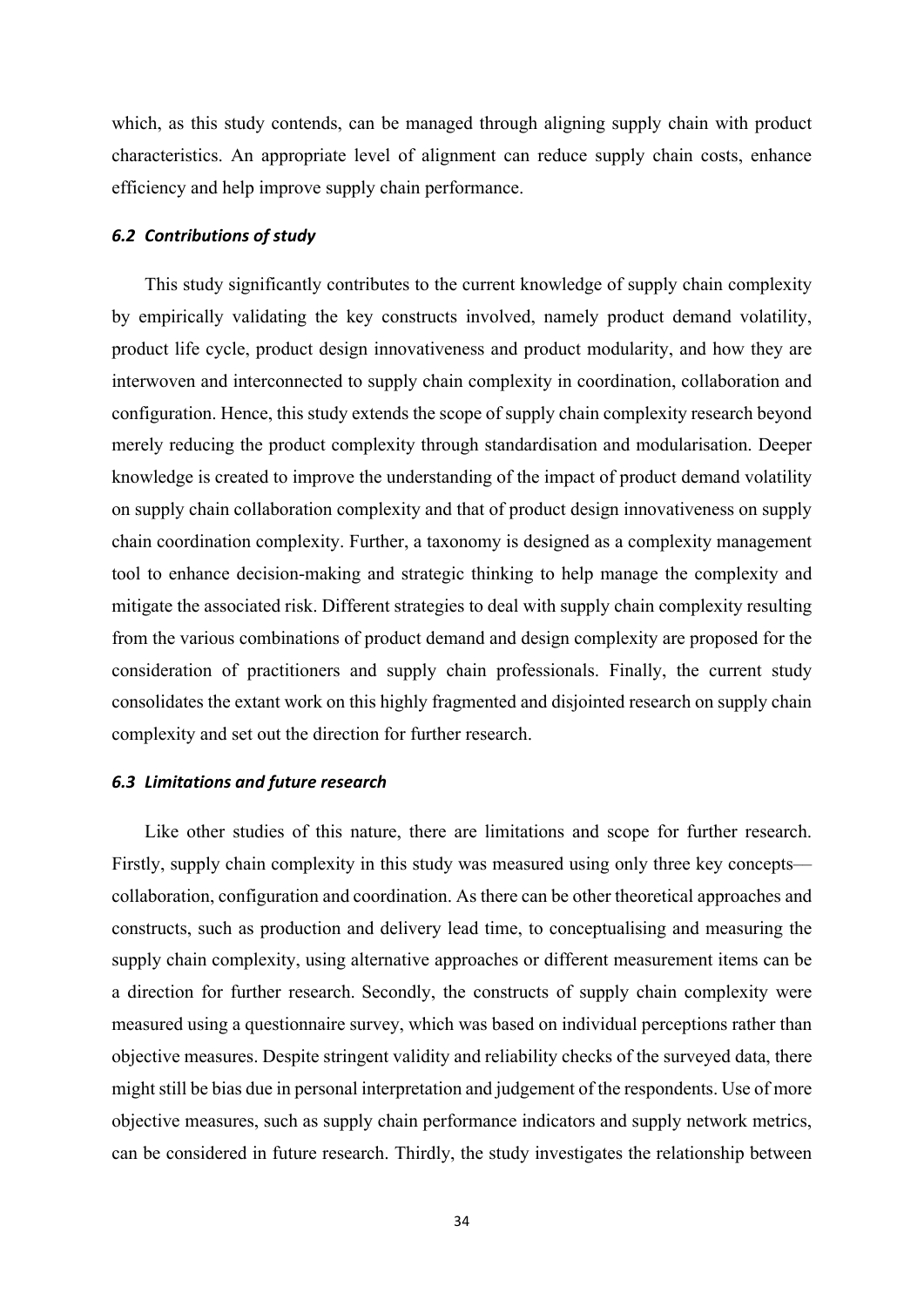which, as this study contends, can be managed through aligning supply chain with product characteristics. An appropriate level of alignment can reduce supply chain costs, enhance efficiency and help improve supply chain performance.

### *6.2 Contributions of study*

This study significantly contributes to the current knowledge of supply chain complexity by empirically validating the key constructs involved, namely product demand volatility, product life cycle, product design innovativeness and product modularity, and how they are interwoven and interconnected to supply chain complexity in coordination, collaboration and configuration. Hence, this study extends the scope of supply chain complexity research beyond merely reducing the product complexity through standardisation and modularisation. Deeper knowledge is created to improve the understanding of the impact of product demand volatility on supply chain collaboration complexity and that of product design innovativeness on supply chain coordination complexity. Further, a taxonomy is designed as a complexity management tool to enhance decision-making and strategic thinking to help manage the complexity and mitigate the associated risk. Different strategies to deal with supply chain complexity resulting from the various combinations of product demand and design complexity are proposed for the consideration of practitioners and supply chain professionals. Finally, the current study consolidates the extant work on this highly fragmented and disjointed research on supply chain complexity and set out the direction for further research.

### *6.3 Limitations and future research*

Like other studies of this nature, there are limitations and scope for further research. Firstly, supply chain complexity in this study was measured using only three key concepts—collaboration, configuration and coordination. As there can be other theoretical approaches and constructs, such as production and delivery lead time, to conceptualising and measuring the supply chain complexity, using alternative approaches or different measurement items can be a direction for further research. Secondly, the constructs of supply chain complexity were measured using a questionnaire survey, which was based on individual perceptions rather than objective measures. Despite stringent validity and reliability checks of the surveyed data, there might still be bias due in personal interpretation and judgement of the respondents. Use of more objective measures, such as supply chain performance indicators and supply network metrics, can be considered in future research. Thirdly, the study investigates the relationship between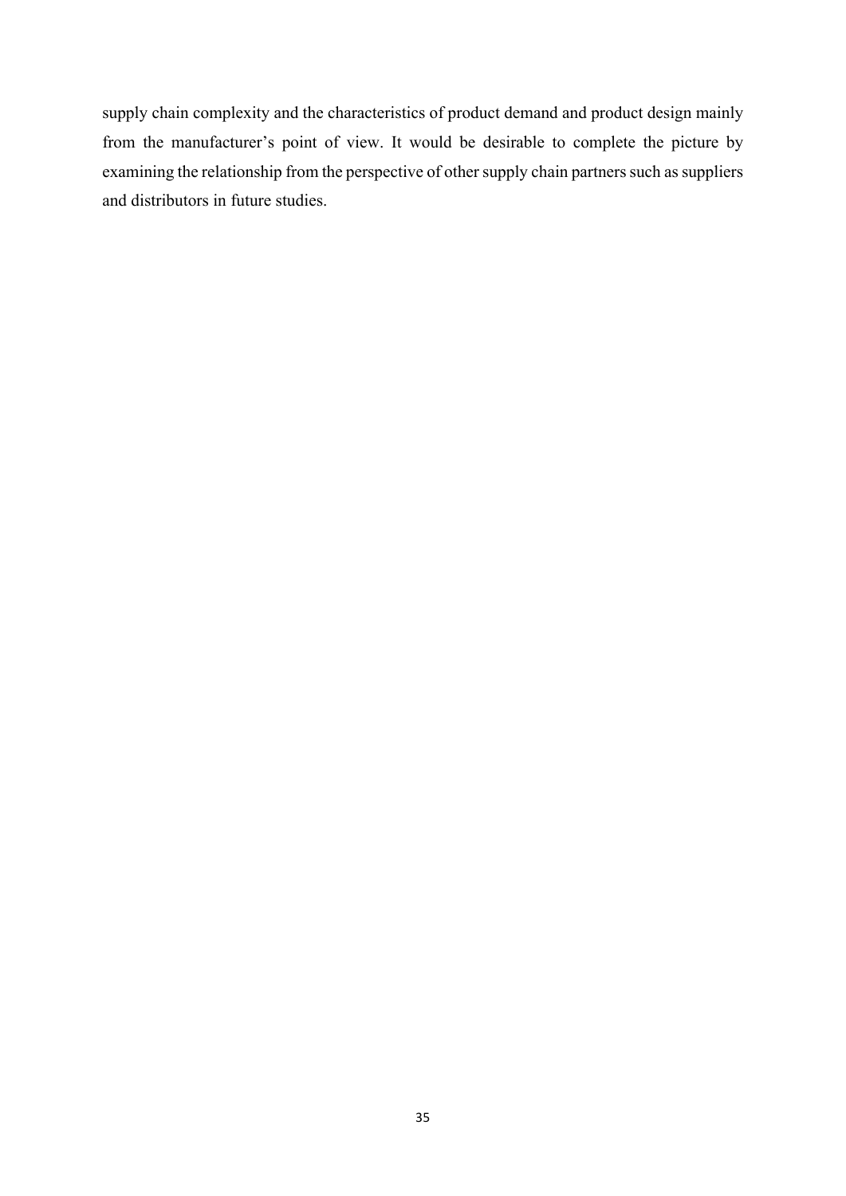supply chain complexity and the characteristics of product demand and product design mainly from the manufacturer's point of view. It would be desirable to complete the picture by examining the relationship from the perspective of other supply chain partners such as suppliers and distributors in future studies.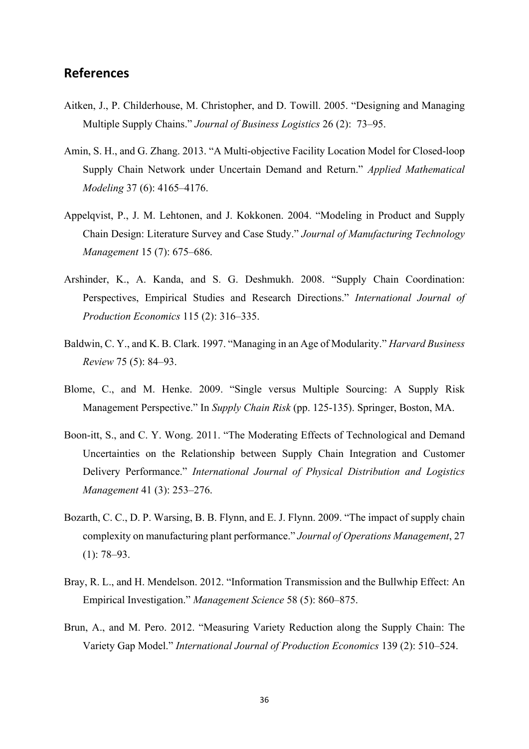## References

Aitken, J., P. Childerhouse, M. Christopher, and D. Towill. 2005. "Designing and Managing Multiple Supply Chains." *Journal of Business Logistics* 26 (2): 73–95.

Amin, S. H., and G. Zhang. 2013. "A Multi-objective Facility Location Model for Closed-loop Supply Chain Network under Uncertain Demand and Return." *Applied Mathematical Modeling* 37 (6): 4165–4176.

Appelqvist, P., J. M. Lehtonen, and J. Kokkonen. 2004. "Modeling in Product and Supply Chain Design: Literature Survey and Case Study." *Journal of Manufacturing Technology Management* 15 (7): 675–686.

Arshinder, K., A. Kanda, and S. G. Deshmukh. 2008. "Supply Chain Coordination: Perspectives, Empirical Studies and Research Directions." *International Journal of Production Economics* 115 (2): 316–335.

Baldwin, C. Y., and K. B. Clark. 1997. "Managing in an Age of Modularity." *Harvard Business Review* 75 (5): 84–93.

Blome, C., and M. Henke. 2009. "Single versus Multiple Sourcing: A Supply Risk Management Perspective." In *Supply Chain Risk* (pp. 125-135). Springer, Boston, MA.

Boon-itt, S., and C. Y. Wong. 2011. "The Moderating Effects of Technological and Demand Uncertainties on the Relationship between Supply Chain Integration and Customer Delivery Performance." *International Journal of Physical Distribution and Logistics Management* 41 (3): 253–276.

Bozarth, C. C., D. P. Warsing, B. B. Flynn, and E. J. Flynn. 2009. "The impact of supply chain complexity on manufacturing plant performance." *Journal of Operations Management*, 27 (1): 78–93.

Bray, R. L., and H. Mendelson. 2012. "Information Transmission and the Bullwhip Effect: An Empirical Investigation." *Management Science* 58 (5): 860–875.

Brun, A., and M. Pero. 2012. "Measuring Variety Reduction along the Supply Chain: The Variety Gap Model." *International Journal of Production Economics* 139 (2): 510–524.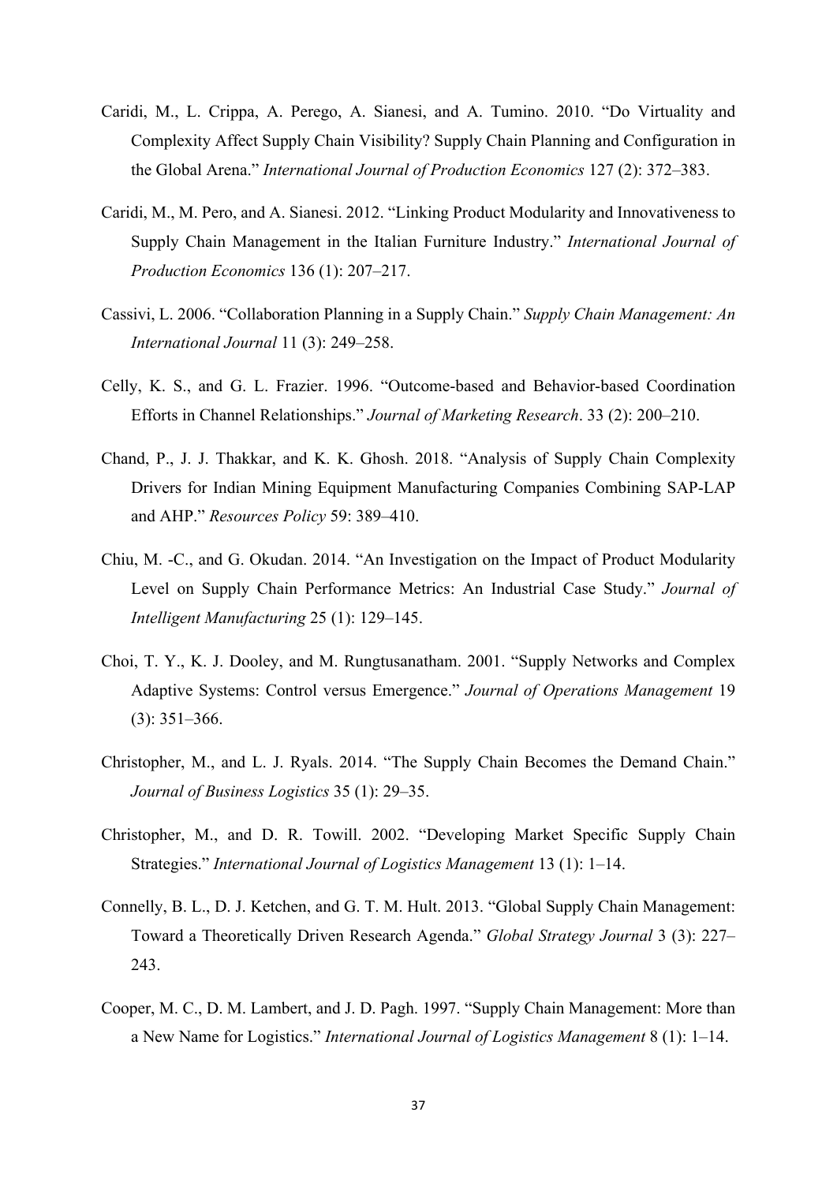Caridi, M., L. Crippa, A. Perego, A. Sianesi, and A. Tumino. 2010. “Do Virtuality and Complexity Affect Supply Chain Visibility? Supply Chain Planning and Configuration in the Global Arena.” *International Journal of Production Economics* 127 (2): 372–383.

Caridi, M., M. Pero, and A. Sianesi. 2012. “Linking Product Modularity and Innovativeness to Supply Chain Management in the Italian Furniture Industry.” *International Journal of Production Economics* 136 (1): 207–217.

Cassivi, L. 2006. “Collaboration Planning in a Supply Chain.” *Supply Chain Management: An International Journal* 11 (3): 249–258.

Celly, K. S., and G. L. Frazier. 1996. “Outcome-based and Behavior-based Coordination Efforts in Channel Relationships.” *Journal of Marketing Research*. 33 (2): 200–210.

Chand, P., J. J. Thakkar, and K. K. Ghosh. 2018. “Analysis of Supply Chain Complexity Drivers for Indian Mining Equipment Manufacturing Companies Combining SAP-LAP and AHP.” *Resources Policy* 59: 389–410.

Chiu, M. -C., and G. Okudan. 2014. “An Investigation on the Impact of Product Modularity Level on Supply Chain Performance Metrics: An Industrial Case Study.” *Journal of Intelligent Manufacturing* 25 (1): 129–145.

Choi, T. Y., K. J. Dooley, and M. Rungtusanatham. 2001. “Supply Networks and Complex Adaptive Systems: Control versus Emergence.” *Journal of Operations Management* 19 (3): 351–366.

Christopher, M., and L. J. Ryals. 2014. “The Supply Chain Becomes the Demand Chain.” *Journal of Business Logistics* 35 (1): 29–35.

Christopher, M., and D. R. Towill. 2002. “Developing Market Specific Supply Chain Strategies.” *International Journal of Logistics Management* 13 (1): 1–14.

Connelly, B. L., D. J. Ketchen, and G. T. M. Hult. 2013. “Global Supply Chain Management: Toward a Theoretically Driven Research Agenda.” *Global Strategy Journal* 3 (3): 227–243.

Cooper, M. C., D. M. Lambert, and J. D. Pagh. 1997. “Supply Chain Management: More than a New Name for Logistics.” *International Journal of Logistics Management* 8 (1): 1–14.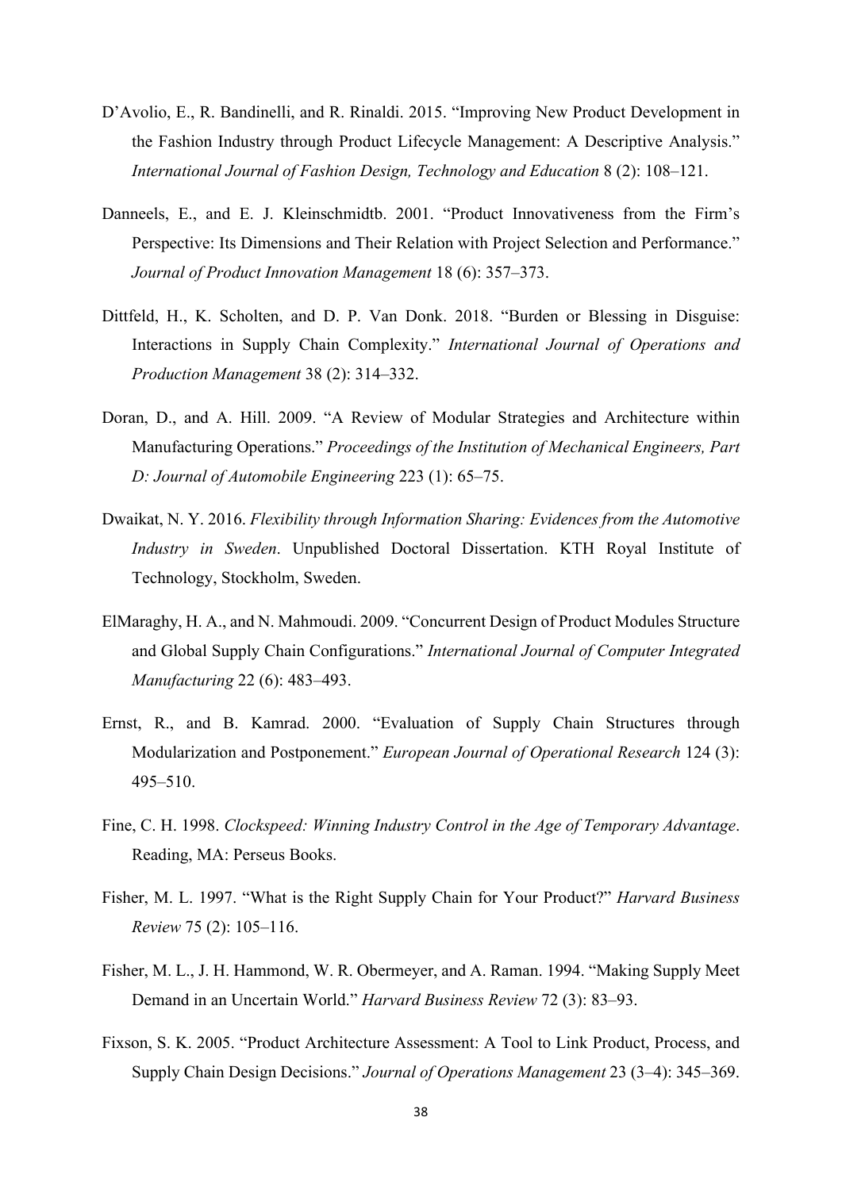D'Avolio, E., R. Bandinelli, and R. Rinaldi. 2015. "Improving New Product Development in the Fashion Industry through Product Lifecycle Management: A Descriptive Analysis." *International Journal of Fashion Design, Technology and Education* 8 (2): 108–121.

Danneels, E., and E. J. Kleinschmidtb. 2001. "Product Innovativeness from the Firm's Perspective: Its Dimensions and Their Relation with Project Selection and Performance." *Journal of Product Innovation Management* 18 (6): 357–373.

Dittfeld, H., K. Scholten, and D. P. Van Donk. 2018. "Burden or Blessing in Disguise: Interactions in Supply Chain Complexity." *International Journal of Operations and Production Management* 38 (2): 314–332.

Doran, D., and A. Hill. 2009. "A Review of Modular Strategies and Architecture within Manufacturing Operations." *Proceedings of the Institution of Mechanical Engineers, Part D: Journal of Automobile Engineering* 223 (1): 65–75.

Dwaikat, N. Y. 2016. *Flexibility through Information Sharing: Evidences from the Automotive Industry in Sweden*. Unpublished Doctoral Dissertation. KTH Royal Institute of Technology, Stockholm, Sweden.

ElMaraghy, H. A., and N. Mahmoudi. 2009. "Concurrent Design of Product Modules Structure and Global Supply Chain Configurations." *International Journal of Computer Integrated Manufacturing* 22 (6): 483–493.

Ernst, R., and B. Kamrad. 2000. "Evaluation of Supply Chain Structures through Modularization and Postponement." *European Journal of Operational Research* 124 (3): 495–510.

Fine, C. H. 1998. *Clockspeed: Winning Industry Control in the Age of Temporary Advantage*. Reading, MA: Perseus Books.

Fisher, M. L. 1997. "What is the Right Supply Chain for Your Product?" *Harvard Business Review* 75 (2): 105–116.

Fisher, M. L., J. H. Hammond, W. R. Obermeyer, and A. Raman. 1994. "Making Supply Meet Demand in an Uncertain World." *Harvard Business Review* 72 (3): 83–93.

Fixson, S. K. 2005. "Product Architecture Assessment: A Tool to Link Product, Process, and Supply Chain Design Decisions." *Journal of Operations Management* 23 (3–4): 345–369.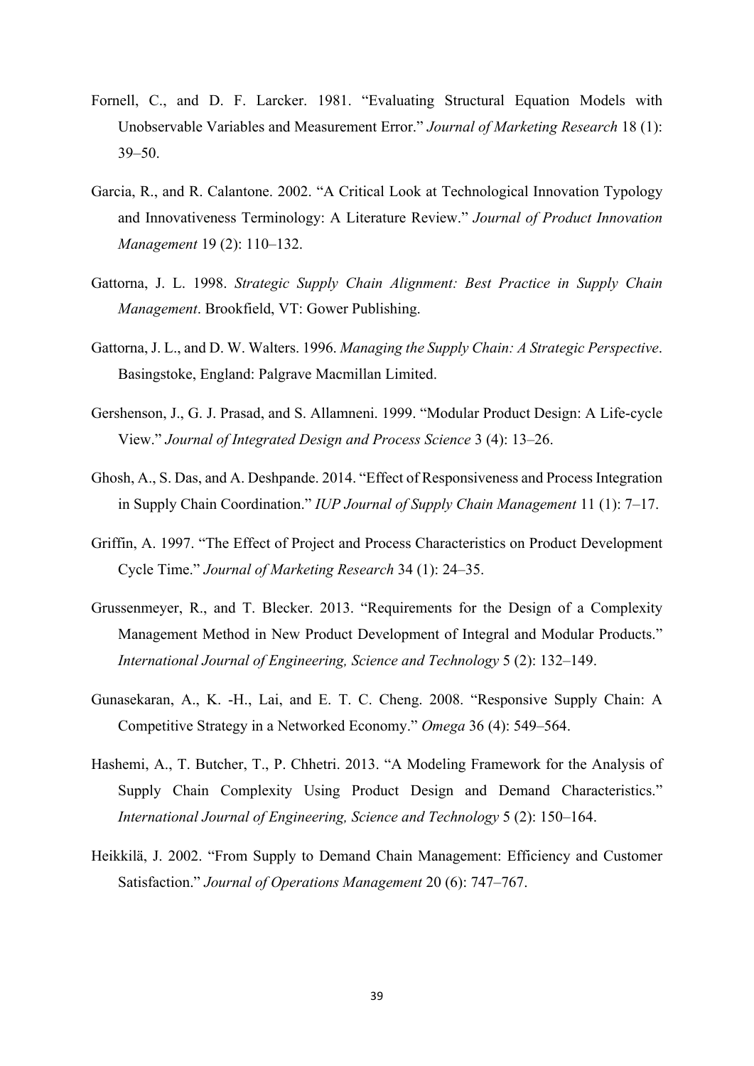Fornell, C., and D. F. Larcker. 1981. "Evaluating Structural Equation Models with Unobservable Variables and Measurement Error." *Journal of Marketing Research* 18 (1): 39–50.

Garcia, R., and R. Calantone. 2002. "A Critical Look at Technological Innovation Typology and Innovativeness Terminology: A Literature Review." *Journal of Product Innovation Management* 19 (2): 110–132.

Gattorna, J. L. 1998. *Strategic Supply Chain Alignment: Best Practice in Supply Chain Management*. Brookfield, VT: Gower Publishing.

Gattorna, J. L., and D. W. Walters. 1996. *Managing the Supply Chain: A Strategic Perspective*. Basingstoke, England: Palgrave Macmillan Limited.

Gershenson, J., G. J. Prasad, and S. Allamneni. 1999. "Modular Product Design: A Life-cycle View." *Journal of Integrated Design and Process Science* 3 (4): 13–26.

Ghosh, A., S. Das, and A. Deshpande. 2014. "Effect of Responsiveness and Process Integration in Supply Chain Coordination." *IUP Journal of Supply Chain Management* 11 (1): 7–17.

Griffin, A. 1997. "The Effect of Project and Process Characteristics on Product Development Cycle Time." *Journal of Marketing Research* 34 (1): 24–35.

Grussenmeyer, R., and T. Blecker. 2013. "Requirements for the Design of a Complexity Management Method in New Product Development of Integral and Modular Products." *International Journal of Engineering, Science and Technology* 5 (2): 132–149.

Gunasekaran, A., K. -H., Lai, and E. T. C. Cheng. 2008. "Responsive Supply Chain: A Competitive Strategy in a Networked Economy." *Omega* 36 (4): 549–564.

Hashemi, A., T. Butcher, T., P. Chhetri. 2013. "A Modeling Framework for the Analysis of Supply Chain Complexity Using Product Design and Demand Characteristics." *International Journal of Engineering, Science and Technology* 5 (2): 150–164.

Heikkilä, J. 2002. "From Supply to Demand Chain Management: Efficiency and Customer Satisfaction." *Journal of Operations Management* 20 (6): 747–767.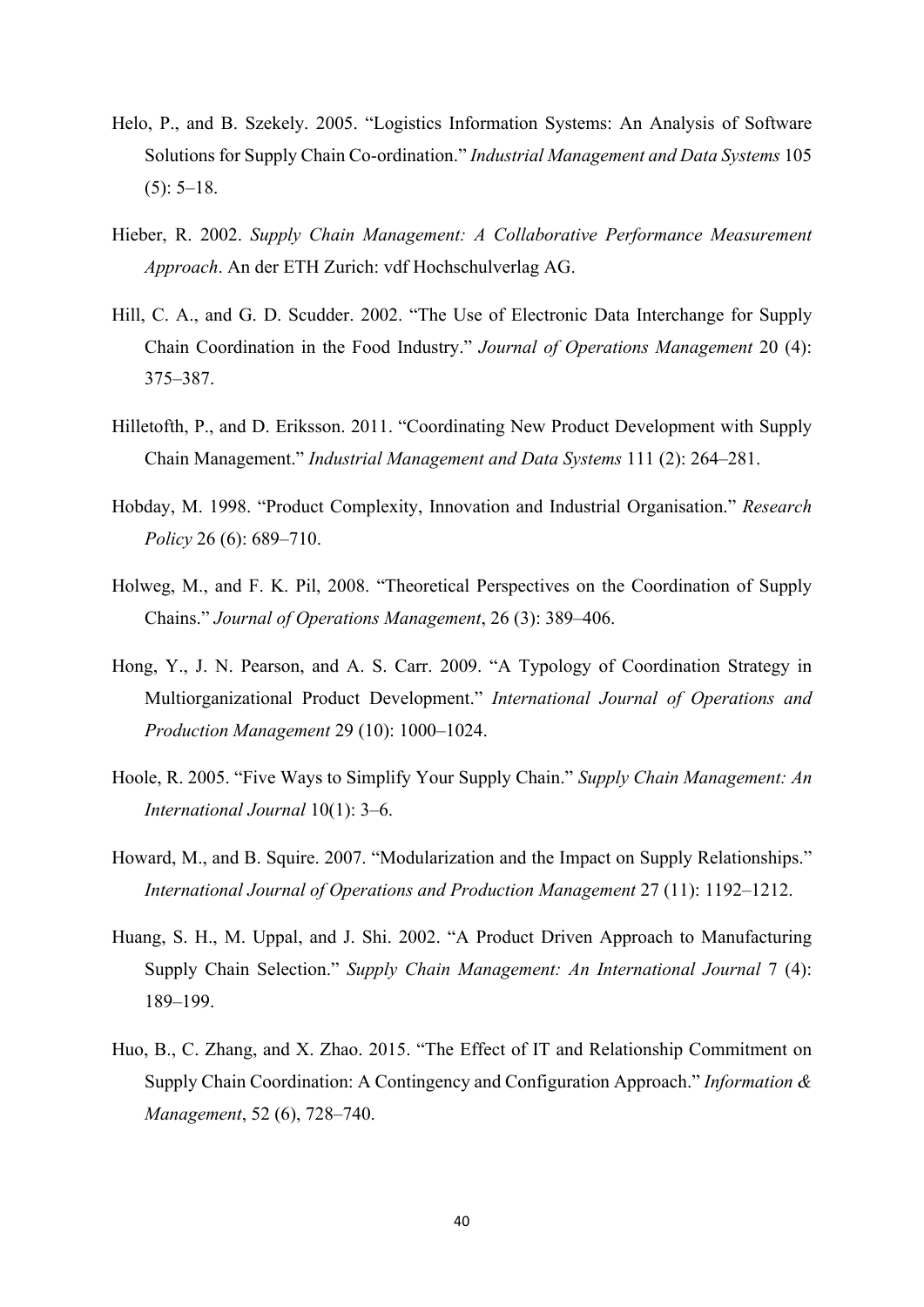Helo, P., and B. Szekely. 2005. “Logistics Information Systems: An Analysis of Software Solutions for Supply Chain Co-ordination.” *Industrial Management and Data Systems* 105 (5): 5–18.

Hieber, R. 2002. *Supply Chain Management: A Collaborative Performance Measurement Approach*. An der ETH Zurich: vdf Hochschulverlag AG.

Hill, C. A., and G. D. Scudder. 2002. “The Use of Electronic Data Interchange for Supply Chain Coordination in the Food Industry.” *Journal of Operations Management* 20 (4): 375–387.

Hilletofth, P., and D. Eriksson. 2011. “Coordinating New Product Development with Supply Chain Management.” *Industrial Management and Data Systems* 111 (2): 264–281.

Hobday, M. 1998. “Product Complexity, Innovation and Industrial Organisation.” *Research Policy* 26 (6): 689–710.

Holweg, M., and F. K. Pil, 2008. “Theoretical Perspectives on the Coordination of Supply Chains.” *Journal of Operations Management*, 26 (3): 389–406.

Hong, Y., J. N. Pearson, and A. S. Carr. 2009. “A Typology of Coordination Strategy in Multiorganizational Product Development.” *International Journal of Operations and Production Management* 29 (10): 1000–1024.

Hoole, R. 2005. “Five Ways to Simplify Your Supply Chain.” *Supply Chain Management: An International Journal* 10(1): 3–6.

Howard, M., and B. Squire. 2007. “Modularization and the Impact on Supply Relationships.” *International Journal of Operations and Production Management* 27 (11): 1192–1212.

Huang, S. H., M. Uppal, and J. Shi. 2002. “A Product Driven Approach to Manufacturing Supply Chain Selection.” *Supply Chain Management: An International Journal* 7 (4): 189–199.

Huo, B., C. Zhang, and X. Zhao. 2015. “The Effect of IT and Relationship Commitment on Supply Chain Coordination: A Contingency and Configuration Approach.” *Information & Management*, 52 (6), 728–740.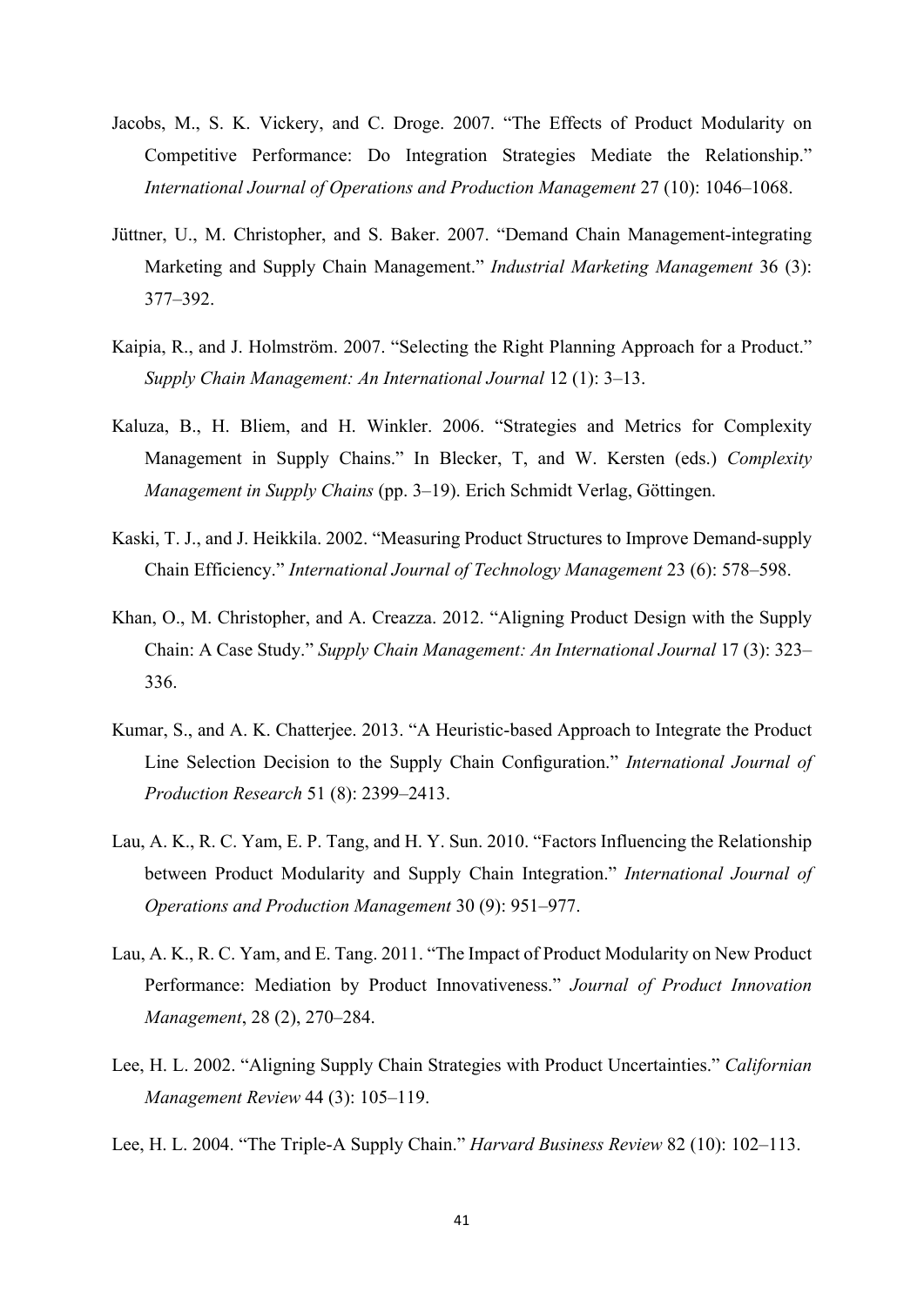Jacobs, M., S. K. Vickery, and C. Droge. 2007. "The Effects of Product Modularity on Competitive Performance: Do Integration Strategies Mediate the Relationship." *International Journal of Operations and Production Management* 27 (10): 1046–1068.

Jüttner, U., M. Christopher, and S. Baker. 2007. "Demand Chain Management-integrating Marketing and Supply Chain Management." *Industrial Marketing Management* 36 (3): 377–392.

Kaipia, R., and J. Holmström. 2007. "Selecting the Right Planning Approach for a Product." *Supply Chain Management: An International Journal* 12 (1): 3–13.

Kaluza, B., H. Bliem, and H. Winkler. 2006. "Strategies and Metrics for Complexity Management in Supply Chains." In Blecker, T, and W. Kersten (eds.) *Complexity Management in Supply Chains* (pp. 3–19). Erich Schmidt Verlag, Göttingen.

Kaski, T. J., and J. Heikkila. 2002. "Measuring Product Structures to Improve Demand-supply Chain Efficiency." *International Journal of Technology Management* 23 (6): 578–598.

Khan, O., M. Christopher, and A. Creazza. 2012. "Aligning Product Design with the Supply Chain: A Case Study." *Supply Chain Management: An International Journal* 17 (3): 323–336.

Kumar, S., and A. K. Chatterjee. 2013. "A Heuristic-based Approach to Integrate the Product Line Selection Decision to the Supply Chain Configuration." *International Journal of Production Research* 51 (8): 2399–2413.

Lau, A. K., R. C. Yam, E. P. Tang, and H. Y. Sun. 2010. "Factors Influencing the Relationship between Product Modularity and Supply Chain Integration." *International Journal of Operations and Production Management* 30 (9): 951–977.

Lau, A. K., R. C. Yam, and E. Tang. 2011. "The Impact of Product Modularity on New Product Performance: Mediation by Product Innovativeness." *Journal of Product Innovation Management*, 28 (2), 270–284.

Lee, H. L. 2002. "Aligning Supply Chain Strategies with Product Uncertainties." *Californian Management Review* 44 (3): 105–119.

Lee, H. L. 2004. "The Triple-A Supply Chain." *Harvard Business Review* 82 (10): 102–113.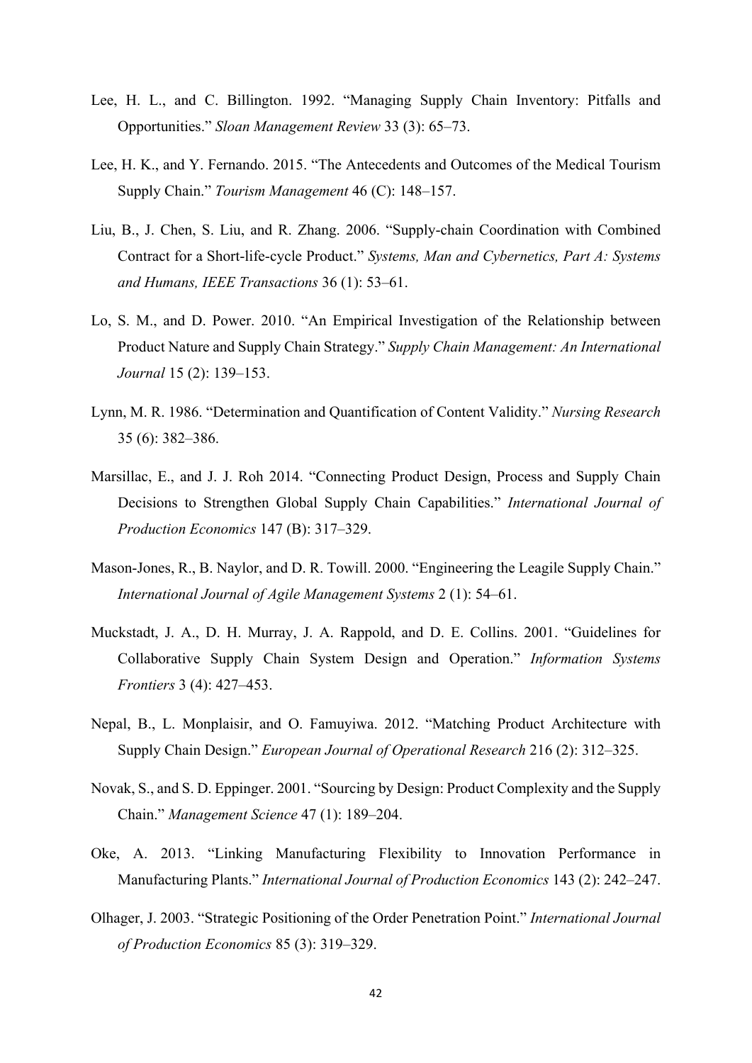Lee, H. L., and C. Billington. 1992. “Managing Supply Chain Inventory: Pitfalls and Opportunities.” *Sloan Management Review* 33 (3): 65–73.

Lee, H. K., and Y. Fernando. 2015. “The Antecedents and Outcomes of the Medical Tourism Supply Chain.” *Tourism Management* 46 (C): 148–157.

Liu, B., J. Chen, S. Liu, and R. Zhang. 2006. “Supply-chain Coordination with Combined Contract for a Short-life-cycle Product.” *Systems, Man and Cybernetics, Part A: Systems and Humans, IEEE Transactions* 36 (1): 53–61.

Lo, S. M., and D. Power. 2010. “An Empirical Investigation of the Relationship between Product Nature and Supply Chain Strategy.” *Supply Chain Management: An International Journal* 15 (2): 139–153.

Lynn, M. R. 1986. “Determination and Quantification of Content Validity.” *Nursing Research* 35 (6): 382–386.

Marsillac, E., and J. J. Roh 2014. “Connecting Product Design, Process and Supply Chain Decisions to Strengthen Global Supply Chain Capabilities.” *International Journal of Production Economics* 147 (B): 317–329.

Mason-Jones, R., B. Naylor, and D. R. Towill. 2000. “Engineering the Leagile Supply Chain.” *International Journal of Agile Management Systems* 2 (1): 54–61.

Muckstadt, J. A., D. H. Murray, J. A. Rappold, and D. E. Collins. 2001. “Guidelines for Collaborative Supply Chain System Design and Operation.” *Information Systems Frontiers* 3 (4): 427–453.

Nepal, B., L. Monplaisir, and O. Famuyiwa. 2012. “Matching Product Architecture with Supply Chain Design.” *European Journal of Operational Research* 216 (2): 312–325.

Novak, S., and S. D. Eppinger. 2001. “Sourcing by Design: Product Complexity and the Supply Chain.” *Management Science* 47 (1): 189–204.

Oke, A. 2013. “Linking Manufacturing Flexibility to Innovation Performance in Manufacturing Plants.” *International Journal of Production Economics* 143 (2): 242–247.

Olhager, J. 2003. “Strategic Positioning of the Order Penetration Point.” *International Journal of Production Economics* 85 (3): 319–329.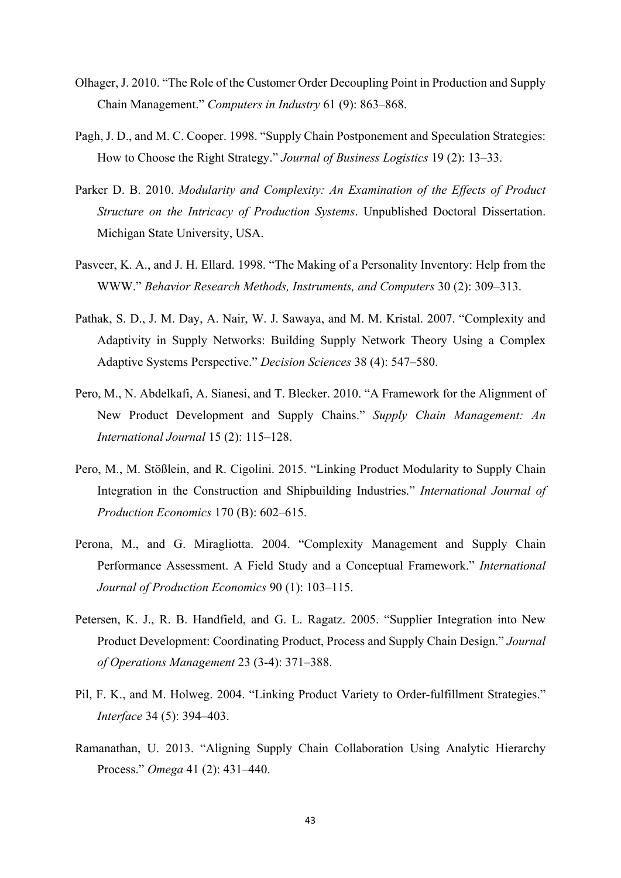Olhager, J. 2010. "The Role of the Customer Order Decoupling Point in Production and Supply Chain Management." *Computers in Industry* 61 (9): 863–868.

Pagh, J. D., and M. C. Cooper. 1998. "Supply Chain Postponement and Speculation Strategies: How to Choose the Right Strategy." *Journal of Business Logistics* 19 (2): 13–33.

Parker D. B. 2010. *Modularity and Complexity: An Examination of the Effects of Product Structure on the Intricacy of Production Systems*. Unpublished Doctoral Dissertation. Michigan State University, USA.

Pasveer, K. A., and J. H. Ellard. 1998. "The Making of a Personality Inventory: Help from the WWW." *Behavior Research Methods, Instruments, and Computers* 30 (2): 309–313.

Pathak, S. D., J. M. Day, A. Nair, W. J. Sawaya, and M. M. Kristal. 2007. "Complexity and Adaptivity in Supply Networks: Building Supply Network Theory Using a Complex Adaptive Systems Perspective." *Decision Sciences* 38 (4): 547–580.

Pero, M., N. Abdelkafi, A. Sianesi, and T. Blecker. 2010. "A Framework for the Alignment of New Product Development and Supply Chains." *Supply Chain Management: An International Journal* 15 (2): 115–128.

Pero, M., M. Stößlein, and R. Cigolini. 2015. "Linking Product Modularity to Supply Chain Integration in the Construction and Shipbuilding Industries." *International Journal of Production Economics* 170 (B): 602–615.

Perona, M., and G. Miragliotta. 2004. "Complexity Management and Supply Chain Performance Assessment. A Field Study and a Conceptual Framework." *International Journal of Production Economics* 90 (1): 103–115.

Petersen, K. J., R. B. Handfield, and G. L. Ragatz. 2005. "Supplier Integration into New Product Development: Coordinating Product, Process and Supply Chain Design." *Journal of Operations Management* 23 (3-4): 371–388.

Pil, F. K., and M. Holweg. 2004. "Linking Product Variety to Order-fulfillment Strategies." *Interface* 34 (5): 394–403.

Ramanathan, U. 2013. "Aligning Supply Chain Collaboration Using Analytic Hierarchy Process." *Omega* 41 (2): 431–440.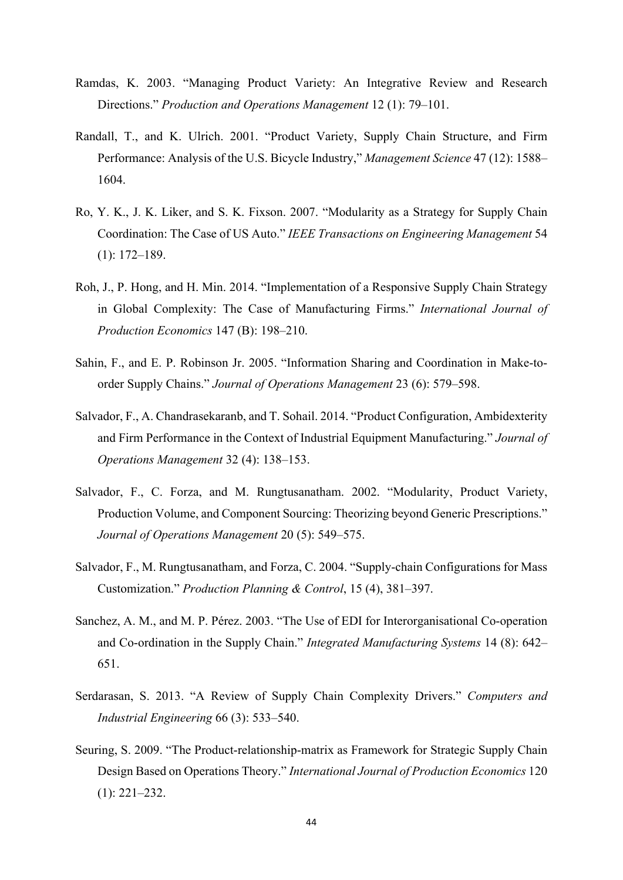Ramdas, K. 2003. "Managing Product Variety: An Integrative Review and Research Directions." *Production and Operations Management* 12 (1): 79–101.

Randall, T., and K. Ulrich. 2001. "Product Variety, Supply Chain Structure, and Firm Performance: Analysis of the U.S. Bicycle Industry," *Management Science* 47 (12): 1588–1604.

Ro, Y. K., J. K. Liker, and S. K. Fixson. 2007. "Modularity as a Strategy for Supply Chain Coordination: The Case of US Auto." *IEEE Transactions on Engineering Management* 54 (1): 172–189.

Roh, J., P. Hong, and H. Min. 2014. "Implementation of a Responsive Supply Chain Strategy in Global Complexity: The Case of Manufacturing Firms." *International Journal of Production Economics* 147 (B): 198–210.

Sahin, F., and E. P. Robinson Jr. 2005. "Information Sharing and Coordination in Make-to-order Supply Chains." *Journal of Operations Management* 23 (6): 579–598.

Salvador, F., A. Chandrasekaranb, and T. Sohail. 2014. "Product Configuration, Ambidexterity and Firm Performance in the Context of Industrial Equipment Manufacturing." *Journal of Operations Management* 32 (4): 138–153.

Salvador, F., C. Forza, and M. Rungtusanatham. 2002. "Modularity, Product Variety, Production Volume, and Component Sourcing: Theorizing beyond Generic Prescriptions." *Journal of Operations Management* 20 (5): 549–575.

Salvador, F., M. Rungtusanatham, and Forza, C. 2004. "Supply-chain Configurations for Mass Customization." *Production Planning & Control*, 15 (4), 381–397.

Sanchez, A. M., and M. P. Pérez. 2003. "The Use of EDI for Interorganisational Co-operation and Co-ordination in the Supply Chain." *Integrated Manufacturing Systems* 14 (8): 642–651.

Serdarasan, S. 2013. "A Review of Supply Chain Complexity Drivers." *Computers and Industrial Engineering* 66 (3): 533–540.

Seuring, S. 2009. "The Product-relationship-matrix as Framework for Strategic Supply Chain Design Based on Operations Theory." *International Journal of Production Economics* 120 (1): 221–232.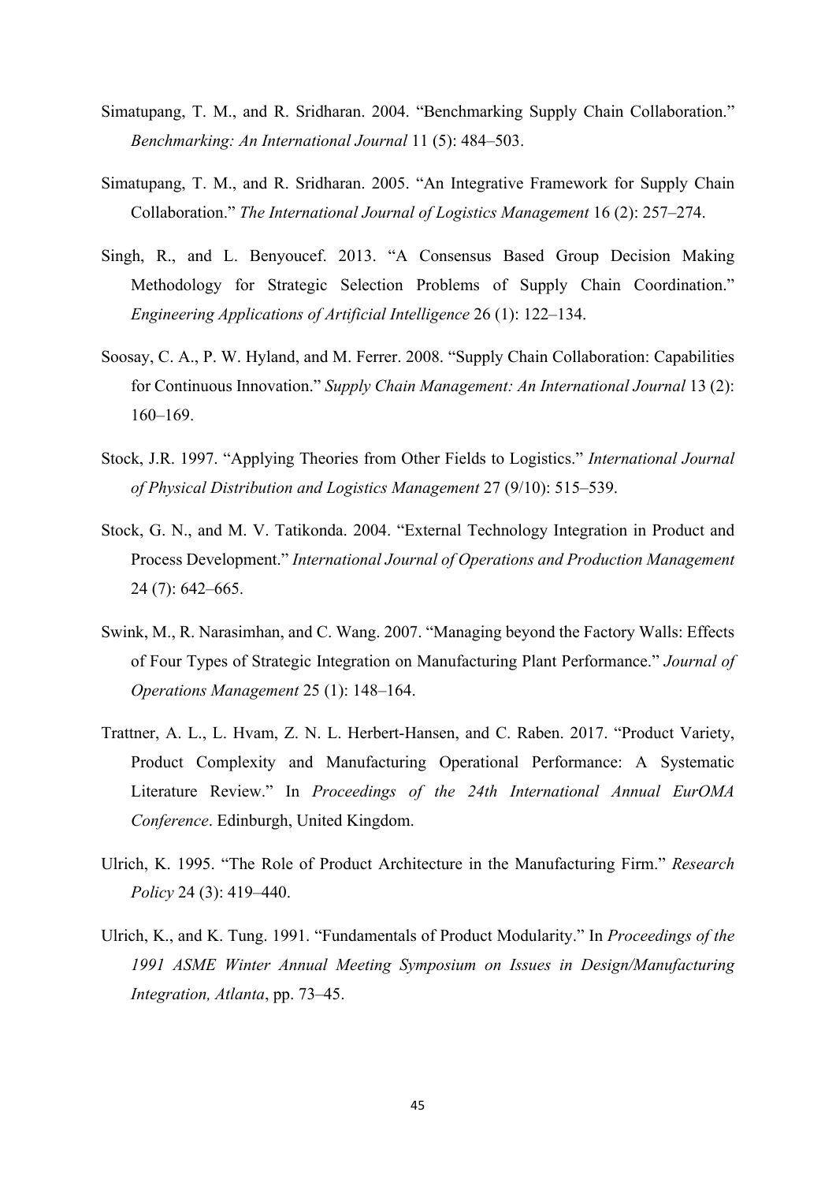Simatupang, T. M., and R. Sridharan. 2004. "Benchmarking Supply Chain Collaboration." *Benchmarking: An International Journal* 11 (5): 484–503.

Simatupang, T. M., and R. Sridharan. 2005. "An Integrative Framework for Supply Chain Collaboration." *The International Journal of Logistics Management* 16 (2): 257–274.

Singh, R., and L. Benyoucef. 2013. "A Consensus Based Group Decision Making Methodology for Strategic Selection Problems of Supply Chain Coordination." *Engineering Applications of Artificial Intelligence* 26 (1): 122–134.

Soosay, C. A., P. W. Hyland, and M. Ferrer. 2008. "Supply Chain Collaboration: Capabilities for Continuous Innovation." *Supply Chain Management: An International Journal* 13 (2): 160–169.

Stock, J.R. 1997. "Applying Theories from Other Fields to Logistics." *International Journal of Physical Distribution and Logistics Management* 27 (9/10): 515–539.

Stock, G. N., and M. V. Tatikonda. 2004. "External Technology Integration in Product and Process Development." *International Journal of Operations and Production Management* 24 (7): 642–665.

Swink, M., R. Narasimhan, and C. Wang. 2007. "Managing beyond the Factory Walls: Effects of Four Types of Strategic Integration on Manufacturing Plant Performance." *Journal of Operations Management* 25 (1): 148–164.

Trattner, A. L., L. Hvam, Z. N. L. Herbert-Hansen, and C. Raben. 2017. "Product Variety, Product Complexity and Manufacturing Operational Performance: A Systematic Literature Review." In *Proceedings of the 24th International Annual EurOMA Conference*. Edinburgh, United Kingdom.

Ulrich, K. 1995. "The Role of Product Architecture in the Manufacturing Firm." *Research Policy* 24 (3): 419–440.

Ulrich, K., and K. Tung. 1991. "Fundamentals of Product Modularity." In *Proceedings of the 1991 ASME Winter Annual Meeting Symposium on Issues in Design/Manufacturing Integration, Atlanta*, pp. 73–45.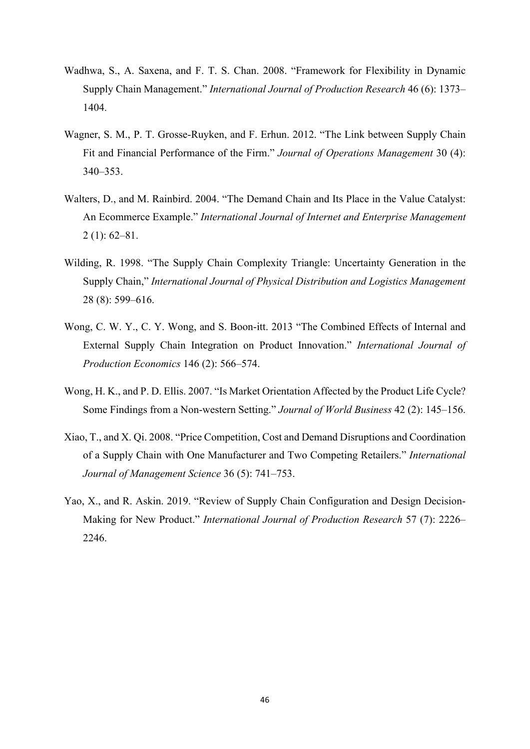Wadhwa, S., A. Saxena, and F. T. S. Chan. 2008. "Framework for Flexibility in Dynamic Supply Chain Management." *International Journal of Production Research* 46 (6): 1373–1404.

Wagner, S. M., P. T. Grosse-Ruyken, and F. Erhun. 2012. "The Link between Supply Chain Fit and Financial Performance of the Firm." *Journal of Operations Management* 30 (4): 340–353.

Walters, D., and M. Rainbird. 2004. "The Demand Chain and Its Place in the Value Catalyst: An Ecommerce Example." *International Journal of Internet and Enterprise Management* 2 (1): 62–81.

Wilding, R. 1998. "The Supply Chain Complexity Triangle: Uncertainty Generation in the Supply Chain," *International Journal of Physical Distribution and Logistics Management* 28 (8): 599–616.

Wong, C. W. Y., C. Y. Wong, and S. Boon-itt. 2013 "The Combined Effects of Internal and External Supply Chain Integration on Product Innovation." *International Journal of Production Economics* 146 (2): 566–574.

Wong, H. K., and P. D. Ellis. 2007. "Is Market Orientation Affected by the Product Life Cycle? Some Findings from a Non-western Setting." *Journal of World Business* 42 (2): 145–156.

Xiao, T., and X. Qi. 2008. "Price Competition, Cost and Demand Disruptions and Coordination of a Supply Chain with One Manufacturer and Two Competing Retailers." *International Journal of Management Science* 36 (5): 741–753.

Yao, X., and R. Askin. 2019. "Review of Supply Chain Configuration and Design Decision-Making for New Product." *International Journal of Production Research* 57 (7): 2226–2246.